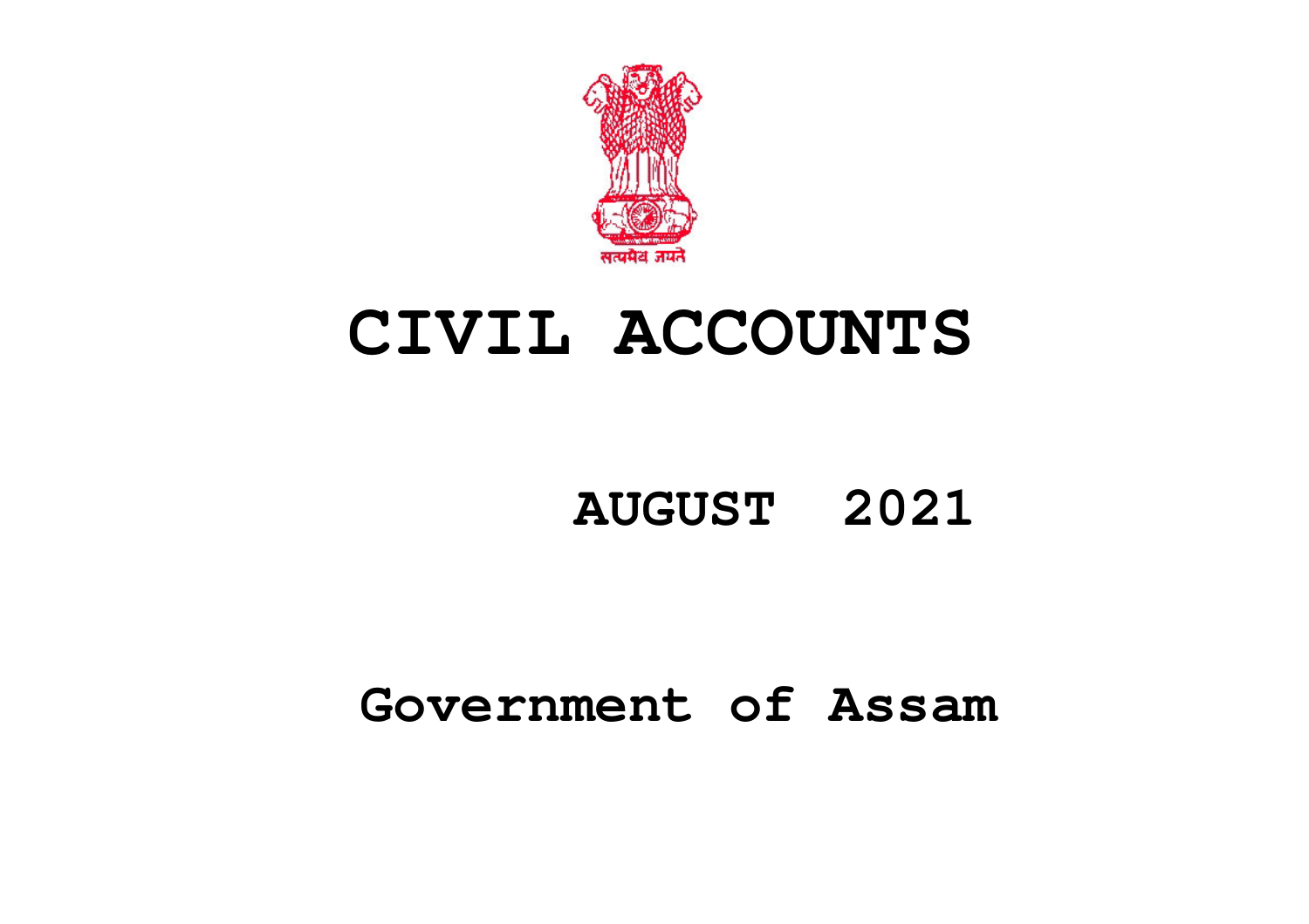सत्यमेव जयते

# CIVIL ACCOUNTS

## AUGUST 2021

## Government of Assam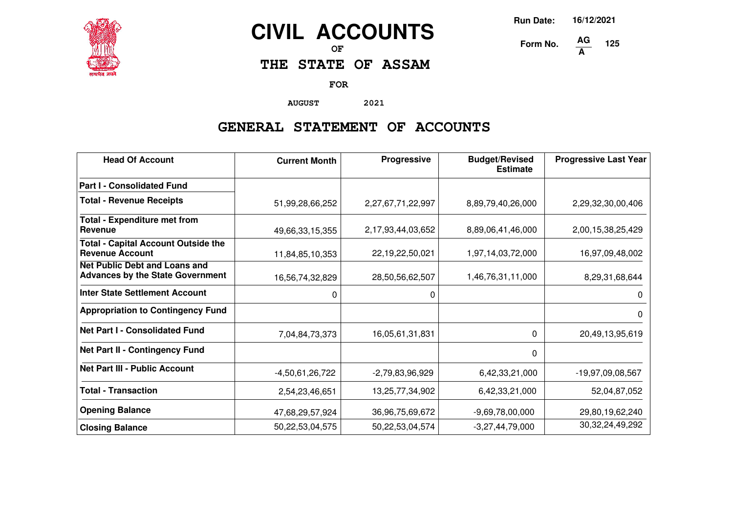# CIVIL ACCOUNTS

OF

## THE STATE OF ASSAM

FOR

AUGUST 2021

Run Date: 16/12/2021

Form No. AG/A 125

## GENERAL STATEMENT OF ACCOUNTS

| Head Of Account | Current Month | Progressive | Budget/Revised Estimate | Progressive Last Year |
|---|---|---|---|---|
| **Part I - Consolidated Fund** | | | | |
| **Total - Revenue Receipts** | 51,99,28,66,252 | 2,27,67,71,22,997 | 8,89,79,40,26,000 | 2,29,32,30,00,406 |
| **Total - Expenditure met from Revenue** | 49,66,33,15,355 | 2,17,93,44,03,652 | 8,89,06,41,46,000 | 2,00,15,38,25,429 |
| **Total - Capital Account Outside the Revenue Account** | 11,84,85,10,353 | 22,19,22,50,021 | 1,97,14,03,72,000 | 16,97,09,48,002 |
| **Net Public Debt and Loans and Advances by the State Government** | 16,56,74,32,829 | 28,50,56,62,507 | 1,46,76,31,11,000 | 8,29,31,68,644 |
| **Inter State Settlement Account** | 0 | 0 | | 0 |
| **Appropriation to Contingency Fund** | | | | 0 |
| **Net Part I - Consolidated Fund** | 7,04,84,73,373 | 16,05,61,31,831 | 0 | 20,49,13,95,619 |
| **Net Part II - Contingency Fund** | | | 0 | |
| **Net Part III - Public Account** | -4,50,61,26,722 | -2,79,83,96,929 | 6,42,33,21,000 | -19,97,09,08,567 |
| **Total - Transaction** | 2,54,23,46,651 | 13,25,77,34,902 | 6,42,33,21,000 | 52,04,87,052 |
| **Opening Balance** | 47,68,29,57,924 | 36,96,75,69,672 | -9,69,78,00,000 | 29,80,19,62,240 |
| **Closing Balance** | 50,22,53,04,575 | 50,22,53,04,574 | -3,27,44,79,000 | 30,32,24,49,292 |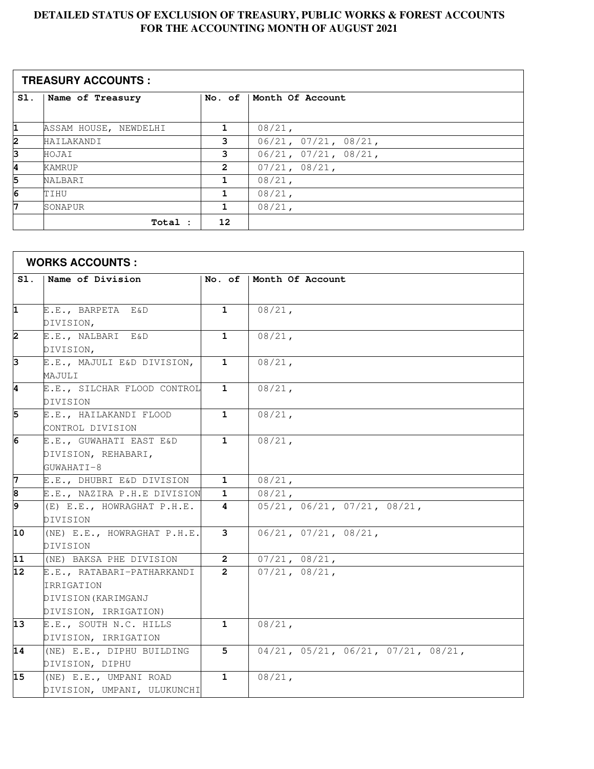# DETAILED STATUS OF EXCLUSION OF TREASURY, PUBLIC WORKS & FOREST ACCOUNTS FOR THE ACCOUNTING MONTH OF AUGUST 2021

## TREASURY ACCOUNTS :

| Sl. | Name of Treasury | No. of | Month Of Account |
|---|---|---|---|
| 1 | ASSAM HOUSE, NEWDELHI | 1 | 08/21, |
| 2 | HAILAKANDI | 3 | 06/21, 07/21, 08/21, |
| 3 | HOJAI | 3 | 06/21, 07/21, 08/21, |
| 4 | KAMRUP | 2 | 07/21, 08/21, |
| 5 | NALBARI | 1 | 08/21, |
| 6 | TIHU | 1 | 08/21, |
| 7 | SONAPUR | 1 | 08/21, |
| | **Total :** | **12** | |

## WORKS ACCOUNTS :

| Sl. | Name of Division | No. of | Month Of Account |
|---|---|---|---|
| 1 | E.E., BARPETA E&D DIVISION, | 1 | 08/21, |
| 2 | E.E., NALBARI E&D DIVISION, | 1 | 08/21, |
| 3 | E.E., MAJULI E&D DIVISION, MAJULI | 1 | 08/21, |
| 4 | E.E., SILCHAR FLOOD CONTROL DIVISION | 1 | 08/21, |
| 5 | E.E., HAILAKANDI FLOOD CONTROL DIVISION | 1 | 08/21, |
| 6 | E.E., GUWAHATI EAST E&D DIVISION, REHABARI, GUWAHATI-8 | 1 | 08/21, |
| 7 | E.E., DHUBRI E&D DIVISION | 1 | 08/21, |
| 8 | E.E., NAZIRA P.H.E DIVISION | 1 | 08/21, |
| 9 | (E) E.E., HOWRAGHAT P.H.E. DIVISION | 4 | 05/21, 06/21, 07/21, 08/21, |
| 10 | (NE) E.E., HOWRAGHAT P.H.E. DIVISION | 3 | 06/21, 07/21, 08/21, |
| 11 | (NE) BAKSA PHE DIVISION | 2 | 07/21, 08/21, |
| 12 | E.E., RATABARI-PATHARKANDI IRRIGATION DIVISION(KARIMGANJ DIVISION, IRRIGATION) | 2 | 07/21, 08/21, |
| 13 | E.E., SOUTH N.C. HILLS DIVISION, IRRIGATION | 1 | 08/21, |
| 14 | (NE) E.E., DIPHU BUILDING DIVISION, DIPHU | 5 | 04/21, 05/21, 06/21, 07/21, 08/21, |
| 15 | (NE) E.E., UMPANI ROAD DIVISION, UMPANI, ULUKUNCHI | 1 | 08/21, |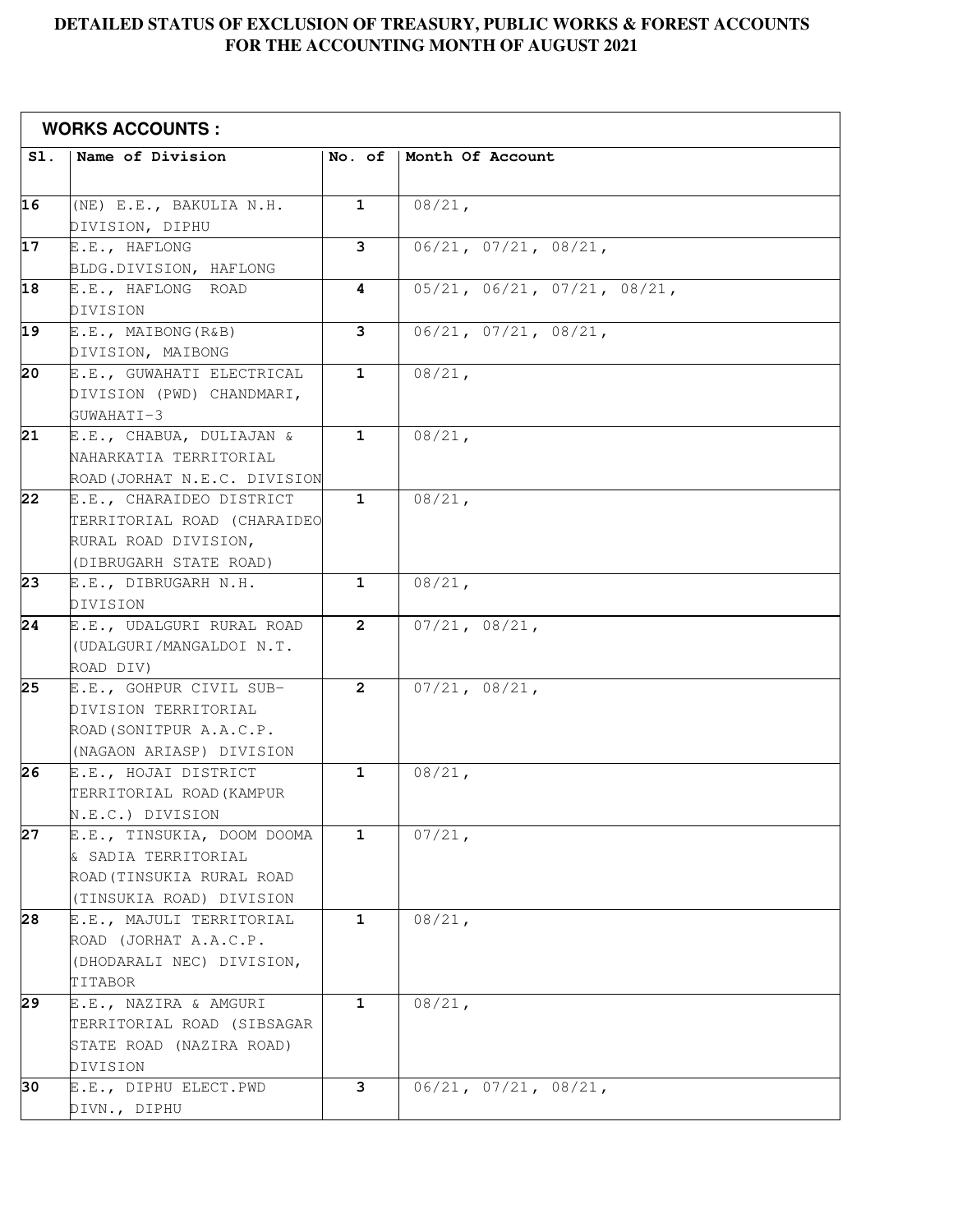# DETAILED STATUS OF EXCLUSION OF TREASURY, PUBLIC WORKS & FOREST ACCOUNTS FOR THE ACCOUNTING MONTH OF AUGUST 2021

**WORKS ACCOUNTS :**

| Sl. | Name of Division | No. of | Month Of Account |
|---|---|---|---|
| 16 | (NE) E.E., BAKULIA N.H. DIVISION, DIPHU | 1 | 08/21, |
| 17 | E.E., HAFLONG BLDG.DIVISION, HAFLONG | 3 | 06/21, 07/21, 08/21, |
| 18 | E.E., HAFLONG ROAD DIVISION | 4 | 05/21, 06/21, 07/21, 08/21, |
| 19 | E.E., MAIBONG(R&B) DIVISION, MAIBONG | 3 | 06/21, 07/21, 08/21, |
| 20 | E.E., GUWAHATI ELECTRICAL DIVISION (PWD) CHANDMARI, GUWAHATI-3 | 1 | 08/21, |
| 21 | E.E., CHABUA, DULIAJAN & NAHARKATIA TERRITORIAL ROAD(JORHAT N.E.C. DIVISION | 1 | 08/21, |
| 22 | E.E., CHARAIDEO DISTRICT TERRITORIAL ROAD (CHARAIDEO RURAL ROAD DIVISION, (DIBRUGARH STATE ROAD) | 1 | 08/21, |
| 23 | E.E., DIBRUGARH N.H. DIVISION | 1 | 08/21, |
| 24 | E.E., UDALGURI RURAL ROAD (UDALGURI/MANGALDOI N.T. ROAD DIV) | 2 | 07/21, 08/21, |
| 25 | E.E., GOHPUR CIVIL SUB-DIVISION TERRITORIAL ROAD(SONITPUR A.A.C.P. (NAGAON ARIASP) DIVISION | 2 | 07/21, 08/21, |
| 26 | E.E., HOJAI DISTRICT TERRITORIAL ROAD(KAMPUR N.E.C.) DIVISION | 1 | 08/21, |
| 27 | E.E., TINSUKIA, DOOM DOOMA & SADIA TERRITORIAL ROAD(TINSUKIA RURAL ROAD (TINSUKIA ROAD) DIVISION | 1 | 07/21, |
| 28 | E.E., MAJULI TERRITORIAL ROAD (JORHAT A.A.C.P. (DHODARALI NEC) DIVISION, TITABOR | 1 | 08/21, |
| 29 | E.E., NAZIRA & AMGURI TERRITORIAL ROAD (SIBSAGAR STATE ROAD (NAZIRA ROAD) DIVISION | 1 | 08/21, |
| 30 | E.E., DIPHU ELECT.PWD DIVN., DIPHU | 3 | 06/21, 07/21, 08/21, |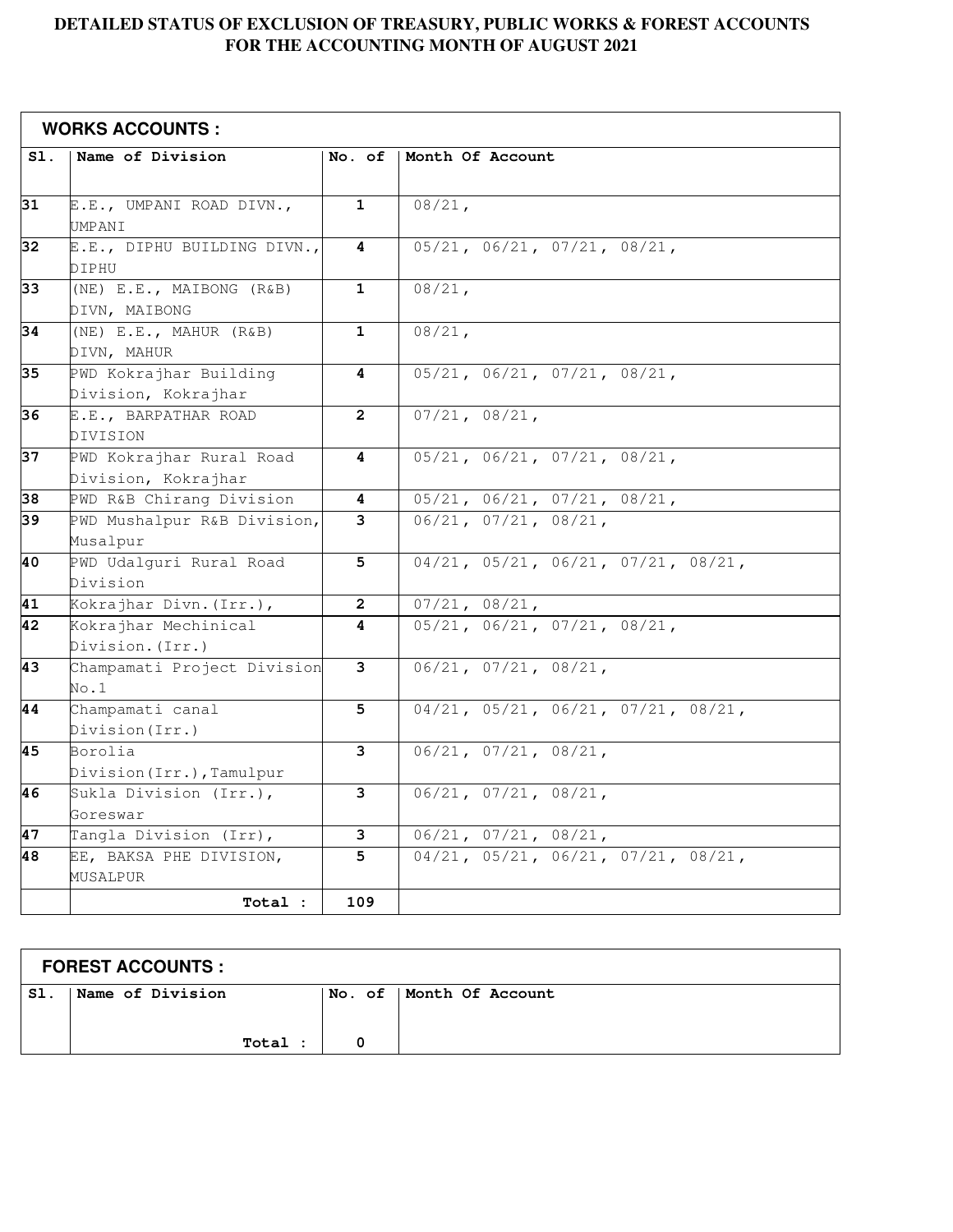# DETAILED STATUS OF EXCLUSION OF TREASURY, PUBLIC WORKS & FOREST ACCOUNTS FOR THE ACCOUNTING MONTH OF AUGUST 2021

**WORKS ACCOUNTS :**

| Sl. | Name of Division | No. of | Month Of Account |
|---|---|---|---|
| 31 | E.E., UMPANI ROAD DIVN., UMPANI | 1 | 08/21, |
| 32 | E.E., DIPHU BUILDING DIVN., DIPHU | 4 | 05/21, 06/21, 07/21, 08/21, |
| 33 | (NE) E.E., MAIBONG (R&B) DIVN, MAIBONG | 1 | 08/21, |
| 34 | (NE) E.E., MAHUR (R&B) DIVN, MAHUR | 1 | 08/21, |
| 35 | PWD Kokrajhar Building Division, Kokrajhar | 4 | 05/21, 06/21, 07/21, 08/21, |
| 36 | E.E., BARPATHAR ROAD DIVISION | 2 | 07/21, 08/21, |
| 37 | PWD Kokrajhar Rural Road Division, Kokrajhar | 4 | 05/21, 06/21, 07/21, 08/21, |
| 38 | PWD R&B Chirang Division | 4 | 05/21, 06/21, 07/21, 08/21, |
| 39 | PWD Mushalpur R&B Division, Musalpur | 3 | 06/21, 07/21, 08/21, |
| 40 | PWD Udalguri Rural Road Division | 5 | 04/21, 05/21, 06/21, 07/21, 08/21, |
| 41 | Kokrajhar Divn.(Irr.), | 2 | 07/21, 08/21, |
| 42 | Kokrajhar Mechinical Division.(Irr.) | 4 | 05/21, 06/21, 07/21, 08/21, |
| 43 | Champamati Project Division No.1 | 3 | 06/21, 07/21, 08/21, |
| 44 | Champamati canal Division(Irr.) | 5 | 04/21, 05/21, 06/21, 07/21, 08/21, |
| 45 | Borolia Division(Irr.),Tamulpur | 3 | 06/21, 07/21, 08/21, |
| 46 | Sukla Division (Irr.), Goreswar | 3 | 06/21, 07/21, 08/21, |
| 47 | Tangla Division (Irr), | 3 | 06/21, 07/21, 08/21, |
| 48 | EE, BAKSA PHE DIVISION, MUSALPUR | 5 | 04/21, 05/21, 06/21, 07/21, 08/21, |
| | **Total :** | **109** | |

**FOREST ACCOUNTS :**

| Sl. | Name of Division | No. of | Month Of Account |
|---|---|---|---|
| | **Total :** | **0** | |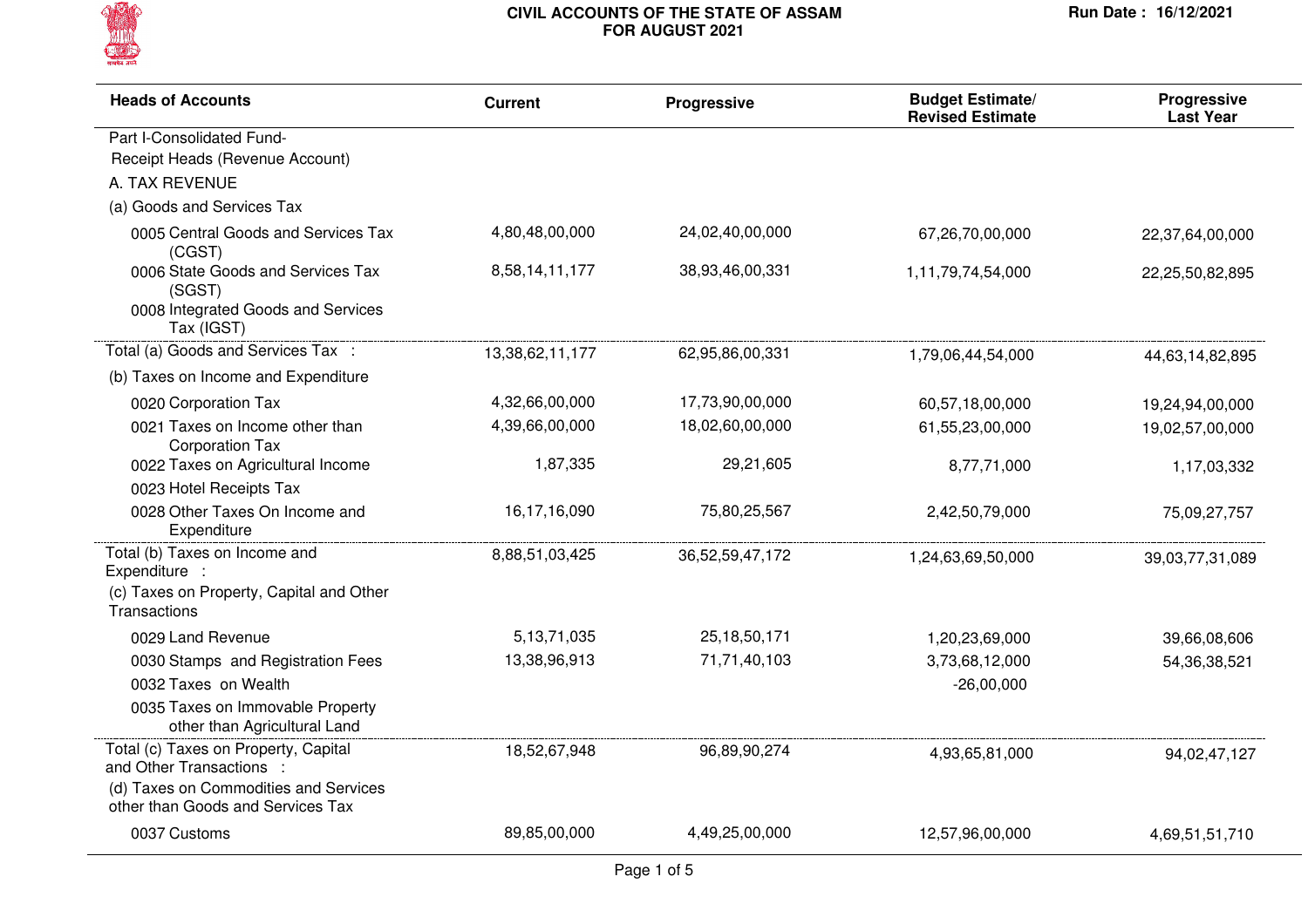**CIVIL ACCOUNTS OF THE STATE OF ASSAM**
**FOR AUGUST 2021**

Run Date : 16/12/2021

| Heads of Accounts | Current | Progressive | Budget Estimate/ Revised Estimate | Progressive Last Year |
|---|---|---|---|---|
| Part I-Consolidated Fund- | | | | |
| Receipt Heads (Revenue Account) | | | | |
| A. TAX REVENUE | | | | |
| (a) Goods and Services Tax | | | | |
| 0005 Central Goods and Services Tax (CGST) | 4,80,48,00,000 | 24,02,40,00,000 | 67,26,70,00,000 | 22,37,64,00,000 |
| 0006 State Goods and Services Tax (SGST) | 8,58,14,11,177 | 38,93,46,00,331 | 1,11,79,74,54,000 | 22,25,50,82,895 |
| 0008 Integrated Goods and Services Tax (IGST) | | | | |
| Total (a) Goods and Services Tax : | 13,38,62,11,177 | 62,95,86,00,331 | 1,79,06,44,54,000 | 44,63,14,82,895 |
| (b) Taxes on Income and Expenditure | | | | |
| 0020 Corporation Tax | 4,32,66,00,000 | 17,73,90,00,000 | 60,57,18,00,000 | 19,24,94,00,000 |
| 0021 Taxes on Income other than Corporation Tax | 4,39,66,00,000 | 18,02,60,00,000 | 61,55,23,00,000 | 19,02,57,00,000 |
| 0022 Taxes on Agricultural Income | 1,87,335 | 29,21,605 | 8,77,71,000 | 1,17,03,332 |
| 0023 Hotel Receipts Tax | | | | |
| 0028 Other Taxes On Income and Expenditure | 16,17,16,090 | 75,80,25,567 | 2,42,50,79,000 | 75,09,27,757 |
| Total (b) Taxes on Income and Expenditure : | 8,88,51,03,425 | 36,52,59,47,172 | 1,24,63,69,50,000 | 39,03,77,31,089 |
| (c) Taxes on Property, Capital and Other Transactions | | | | |
| 0029 Land Revenue | 5,13,71,035 | 25,18,50,171 | 1,20,23,69,000 | 39,66,08,606 |
| 0030 Stamps and Registration Fees | 13,38,96,913 | 71,71,40,103 | 3,73,68,12,000 | 54,36,38,521 |
| 0032 Taxes on Wealth | | | -26,00,000 | |
| 0035 Taxes on Immovable Property other than Agricultural Land | | | | |
| Total (c) Taxes on Property, Capital and Other Transactions : | 18,52,67,948 | 96,89,90,274 | 4,93,65,81,000 | 94,02,47,127 |
| (d) Taxes on Commodities and Services other than Goods and Services Tax | | | | |
| 0037 Customs | 89,85,00,000 | 4,49,25,00,000 | 12,57,96,00,000 | 4,69,51,51,710 |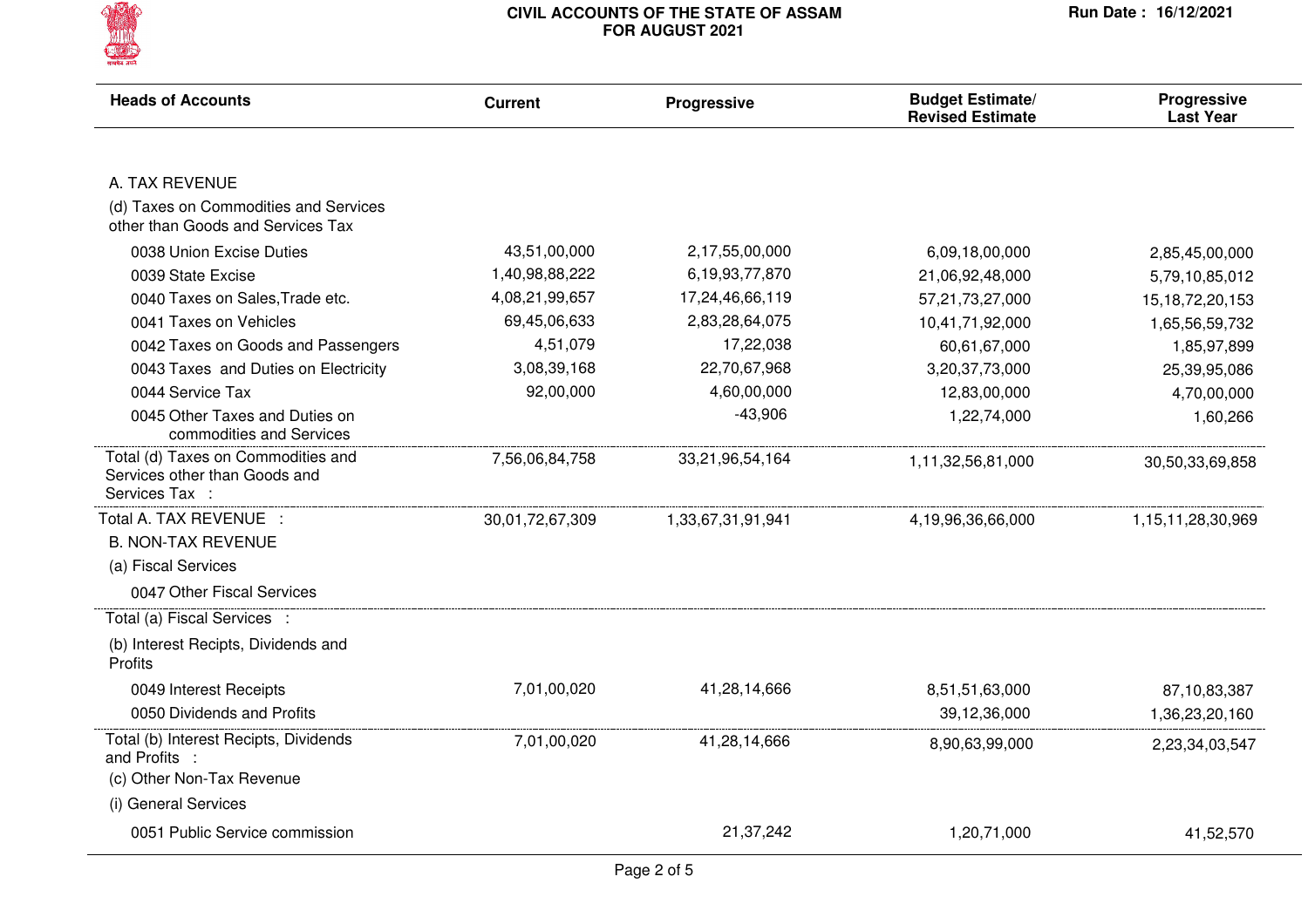# CIVIL ACCOUNTS OF THE STATE OF ASSAM FOR AUGUST 2021

Run Date : 16/12/2021

| Heads of Accounts | Current | Progressive | Budget Estimate/ Revised Estimate | Progressive Last Year |
|---|---|---|---|---|
| A. TAX REVENUE | | | | |
| (d) Taxes on Commodities and Services other than Goods and Services Tax | | | | |
| 0038 Union Excise Duties | 43,51,00,000 | 2,17,55,00,000 | 6,09,18,00,000 | 2,85,45,00,000 |
| 0039 State Excise | 1,40,98,88,222 | 6,19,93,77,870 | 21,06,92,48,000 | 5,79,10,85,012 |
| 0040 Taxes on Sales,Trade etc. | 4,08,21,99,657 | 17,24,46,66,119 | 57,21,73,27,000 | 15,18,72,20,153 |
| 0041 Taxes on Vehicles | 69,45,06,633 | 2,83,28,64,075 | 10,41,71,92,000 | 1,65,56,59,732 |
| 0042 Taxes on Goods and Passengers | 4,51,079 | 17,22,038 | 60,61,67,000 | 1,85,97,899 |
| 0043 Taxes and Duties on Electricity | 3,08,39,168 | 22,70,67,968 | 3,20,37,73,000 | 25,39,95,086 |
| 0044 Service Tax | 92,00,000 | 4,60,00,000 | 12,83,00,000 | 4,70,00,000 |
| 0045 Other Taxes and Duties on commodities and Services | | -43,906 | 1,22,74,000 | 1,60,266 |
| Total (d) Taxes on Commodities and Services other than Goods and Services Tax : | 7,56,06,84,758 | 33,21,96,54,164 | 1,11,32,56,81,000 | 30,50,33,69,858 |
| Total A. TAX REVENUE : | 30,01,72,67,309 | 1,33,67,31,91,941 | 4,19,96,36,66,000 | 1,15,11,28,30,969 |
| B. NON-TAX REVENUE | | | | |
| (a) Fiscal Services | | | | |
| 0047 Other Fiscal Services | | | | |
| Total (a) Fiscal Services : | | | | |
| (b) Interest Recipts, Dividends and Profits | | | | |
| 0049 Interest Receipts | 7,01,00,020 | 41,28,14,666 | 8,51,51,63,000 | 87,10,83,387 |
| 0050 Dividends and Profits | | | 39,12,36,000 | 1,36,23,20,160 |
| Total (b) Interest Recipts, Dividends and Profits : | 7,01,00,020 | 41,28,14,666 | 8,90,63,99,000 | 2,23,34,03,547 |
| (c) Other Non-Tax Revenue | | | | |
| (i) General Services | | | | |
| 0051 Public Service commission | | 21,37,242 | 1,20,71,000 | 41,52,570 |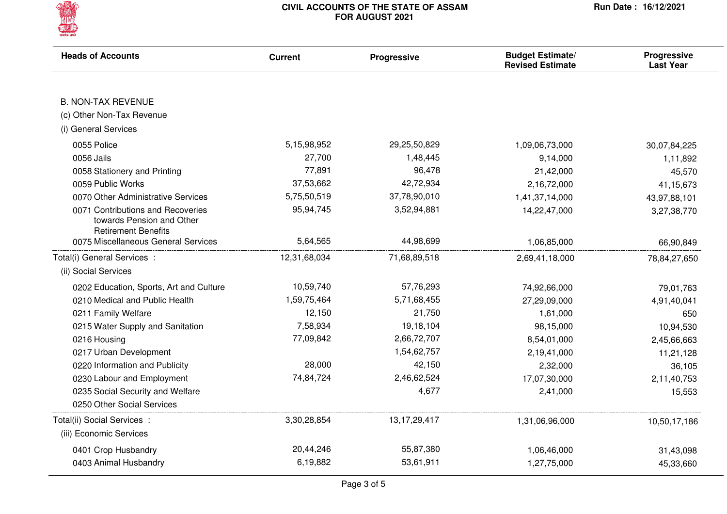# CIVIL ACCOUNTS OF THE STATE OF ASSAM
## FOR AUGUST 2021

Run Date : 16/12/2021

| Heads of Accounts | Current | Progressive | Budget Estimate/ Revised Estimate | Progressive Last Year |
|---|---|---|---|---|
| B. NON-TAX REVENUE | | | | |
| (c) Other Non-Tax Revenue | | | | |
| (i) General Services | | | | |
| 0055 Police | 5,15,98,952 | 29,25,50,829 | 1,09,06,73,000 | 30,07,84,225 |
| 0056 Jails | 27,700 | 1,48,445 | 9,14,000 | 1,11,892 |
| 0058 Stationery and Printing | 77,891 | 96,478 | 21,42,000 | 45,570 |
| 0059 Public Works | 37,53,662 | 42,72,934 | 2,16,72,000 | 41,15,673 |
| 0070 Other Administrative Services | 5,75,50,519 | 37,78,90,010 | 1,41,37,14,000 | 43,97,88,101 |
| 0071 Contributions and Recoveries towards Pension and Other Retirement Benefits | 95,94,745 | 3,52,94,881 | 14,22,47,000 | 3,27,38,770 |
| 0075 Miscellaneous General Services | 5,64,565 | 44,98,699 | 1,06,85,000 | 66,90,849 |
| Total(i) General Services : | 12,31,68,034 | 71,68,89,518 | 2,69,41,18,000 | 78,84,27,650 |
| (ii) Social Services | | | | |
| 0202 Education, Sports, Art and Culture | 10,59,740 | 57,76,293 | 74,92,66,000 | 79,01,763 |
| 0210 Medical and Public Health | 1,59,75,464 | 5,71,68,455 | 27,29,09,000 | 4,91,40,041 |
| 0211 Family Welfare | 12,150 | 21,750 | 1,61,000 | 650 |
| 0215 Water Supply and Sanitation | 7,58,934 | 19,18,104 | 98,15,000 | 10,94,530 |
| 0216 Housing | 77,09,842 | 2,66,72,707 | 8,54,01,000 | 2,45,66,663 |
| 0217 Urban Development | | 1,54,62,757 | 2,19,41,000 | 11,21,128 |
| 0220 Information and Publicity | 28,000 | 42,150 | 2,32,000 | 36,105 |
| 0230 Labour and Employment | 74,84,724 | 2,46,62,524 | 17,07,30,000 | 2,11,40,753 |
| 0235 Social Security and Welfare | | 4,677 | 2,41,000 | 15,553 |
| 0250 Other Social Services | | | | |
| Total(ii) Social Services : | 3,30,28,854 | 13,17,29,417 | 1,31,06,96,000 | 10,50,17,186 |
| (iii) Economic Services | | | | |
| 0401 Crop Husbandry | 20,44,246 | 55,87,380 | 1,06,46,000 | 31,43,098 |
| 0403 Animal Husbandry | 6,19,882 | 53,61,911 | 1,27,75,000 | 45,33,660 |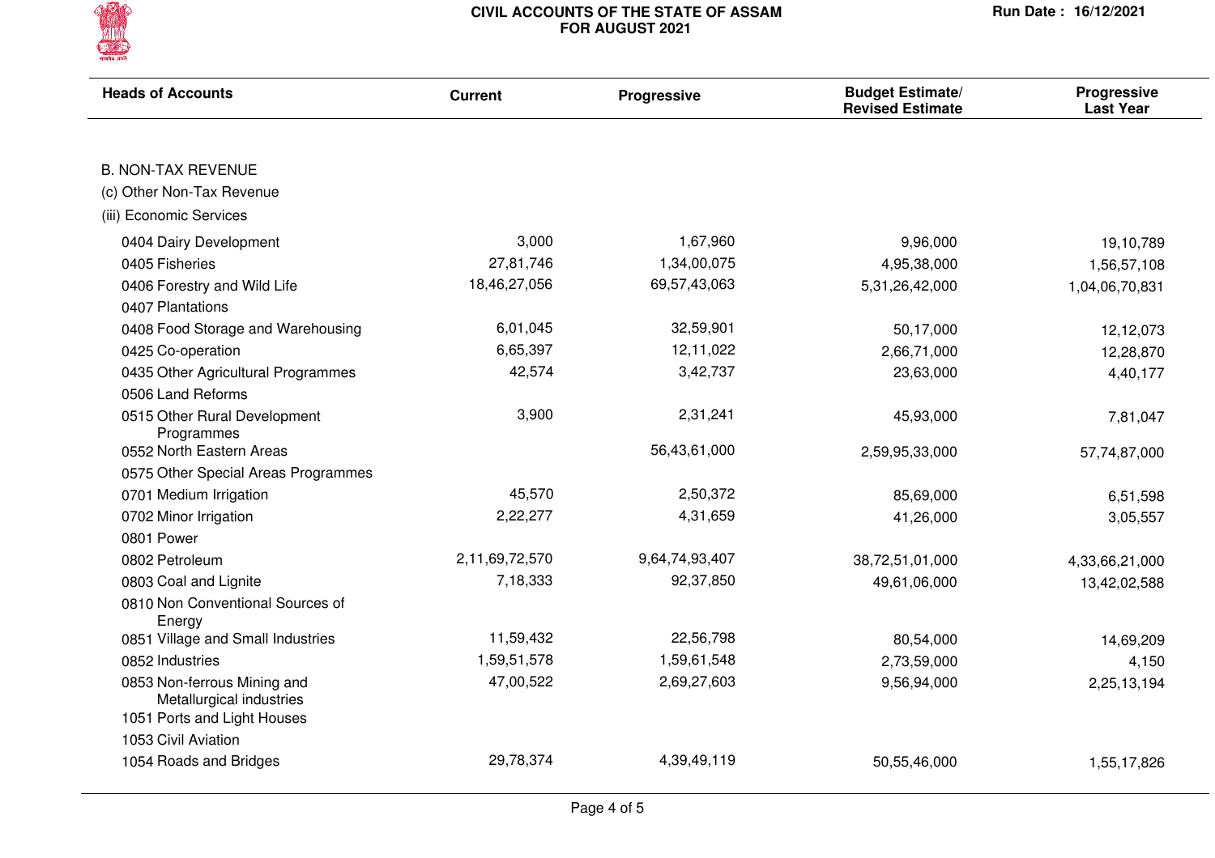# CIVIL ACCOUNTS OF THE STATE OF ASSAM
## FOR AUGUST 2021

Run Date : 16/12/2021

| Heads of Accounts | Current | Progressive | Budget Estimate/ Revised Estimate | Progressive Last Year |
|---|---|---|---|---|
| **B. NON-TAX REVENUE** | | | | |
| (c) Other Non-Tax Revenue | | | | |
| (iii) Economic Services | | | | |
| 0404 Dairy Development | 3,000 | 1,67,960 | 9,96,000 | 19,10,789 |
| 0405 Fisheries | 27,81,746 | 1,34,00,075 | 4,95,38,000 | 1,56,57,108 |
| 0406 Forestry and Wild Life | 18,46,27,056 | 69,57,43,063 | 5,31,26,42,000 | 1,04,06,70,831 |
| 0407 Plantations | | | | |
| 0408 Food Storage and Warehousing | 6,01,045 | 32,59,901 | 50,17,000 | 12,12,073 |
| 0425 Co-operation | 6,65,397 | 12,11,022 | 2,66,71,000 | 12,28,870 |
| 0435 Other Agricultural Programmes | 42,574 | 3,42,737 | 23,63,000 | 4,40,177 |
| 0506 Land Reforms | | | | |
| 0515 Other Rural Development Programmes | 3,900 | 2,31,241 | 45,93,000 | 7,81,047 |
| 0552 North Eastern Areas | | 56,43,61,000 | 2,59,95,33,000 | 57,74,87,000 |
| 0575 Other Special Areas Programmes | | | | |
| 0701 Medium Irrigation | 45,570 | 2,50,372 | 85,69,000 | 6,51,598 |
| 0702 Minor Irrigation | 2,22,277 | 4,31,659 | 41,26,000 | 3,05,557 |
| 0801 Power | | | | |
| 0802 Petroleum | 2,11,69,72,570 | 9,64,74,93,407 | 38,72,51,01,000 | 4,33,66,21,000 |
| 0803 Coal and Lignite | 7,18,333 | 92,37,850 | 49,61,06,000 | 13,42,02,588 |
| 0810 Non Conventional Sources of Energy | | | | |
| 0851 Village and Small Industries | 11,59,432 | 22,56,798 | 80,54,000 | 14,69,209 |
| 0852 Industries | 1,59,51,578 | 1,59,61,548 | 2,73,59,000 | 4,150 |
| 0853 Non-ferrous Mining and Metallurgical industries | 47,00,522 | 2,69,27,603 | 9,56,94,000 | 2,25,13,194 |
| 1051 Ports and Light Houses | | | | |
| 1053 Civil Aviation | | | | |
| 1054 Roads and Bridges | 29,78,374 | 4,39,49,119 | 50,55,46,000 | 1,55,17,826 |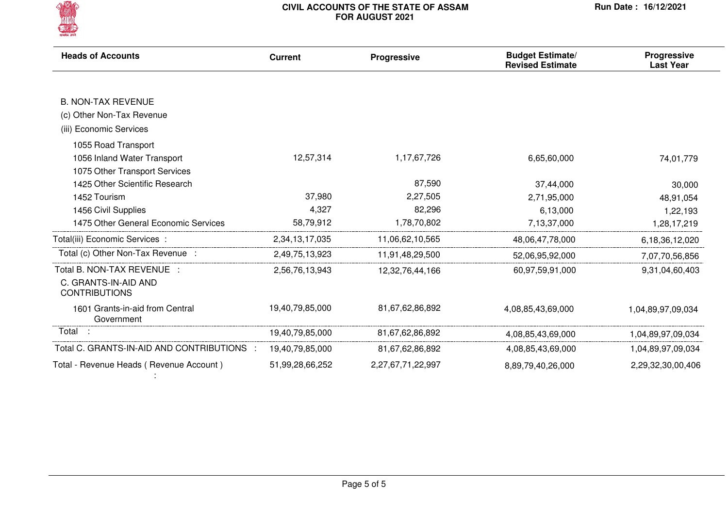# CIVIL ACCOUNTS OF THE STATE OF ASSAM
## FOR AUGUST 2021

Run Date : 16/12/2021

| Heads of Accounts | Current | Progressive | Budget Estimate/ Revised Estimate | Progressive Last Year |
|---|---|---|---|---|
| B. NON-TAX REVENUE | | | | |
| (c) Other Non-Tax Revenue | | | | |
| (iii) Economic Services | | | | |
| 1055 Road Transport | | | | |
| 1056 Inland Water Transport | 12,57,314 | 1,17,67,726 | 6,65,60,000 | 74,01,779 |
| 1075 Other Transport Services | | | | |
| 1425 Other Scientific Research | | 87,590 | 37,44,000 | 30,000 |
| 1452 Tourism | 37,980 | 2,27,505 | 2,71,95,000 | 48,91,054 |
| 1456 Civil Supplies | 4,327 | 82,296 | 6,13,000 | 1,22,193 |
| 1475 Other General Economic Services | 58,79,912 | 1,78,70,802 | 7,13,37,000 | 1,28,17,219 |
| Total(iii) Economic Services : | 2,34,13,17,035 | 11,06,62,10,565 | 48,06,47,78,000 | 6,18,36,12,020 |
| Total (c) Other Non-Tax Revenue : | 2,49,75,13,923 | 11,91,48,29,500 | 52,06,95,92,000 | 7,07,70,56,856 |
| Total B. NON-TAX REVENUE : | 2,56,76,13,943 | 12,32,76,44,166 | 60,97,59,91,000 | 9,31,04,60,403 |
| C. GRANTS-IN-AID AND CONTRIBUTIONS | | | | |
| 1601 Grants-in-aid from Central Government | 19,40,79,85,000 | 81,67,62,86,892 | 4,08,85,43,69,000 | 1,04,89,97,09,034 |
| Total : | 19,40,79,85,000 | 81,67,62,86,892 | 4,08,85,43,69,000 | 1,04,89,97,09,034 |
| Total C. GRANTS-IN-AID AND CONTRIBUTIONS : | 19,40,79,85,000 | 81,67,62,86,892 | 4,08,85,43,69,000 | 1,04,89,97,09,034 |
| Total - Revenue Heads ( Revenue Account ) : | 51,99,28,66,252 | 2,27,67,71,22,997 | 8,89,79,40,26,000 | 2,29,32,30,00,406 |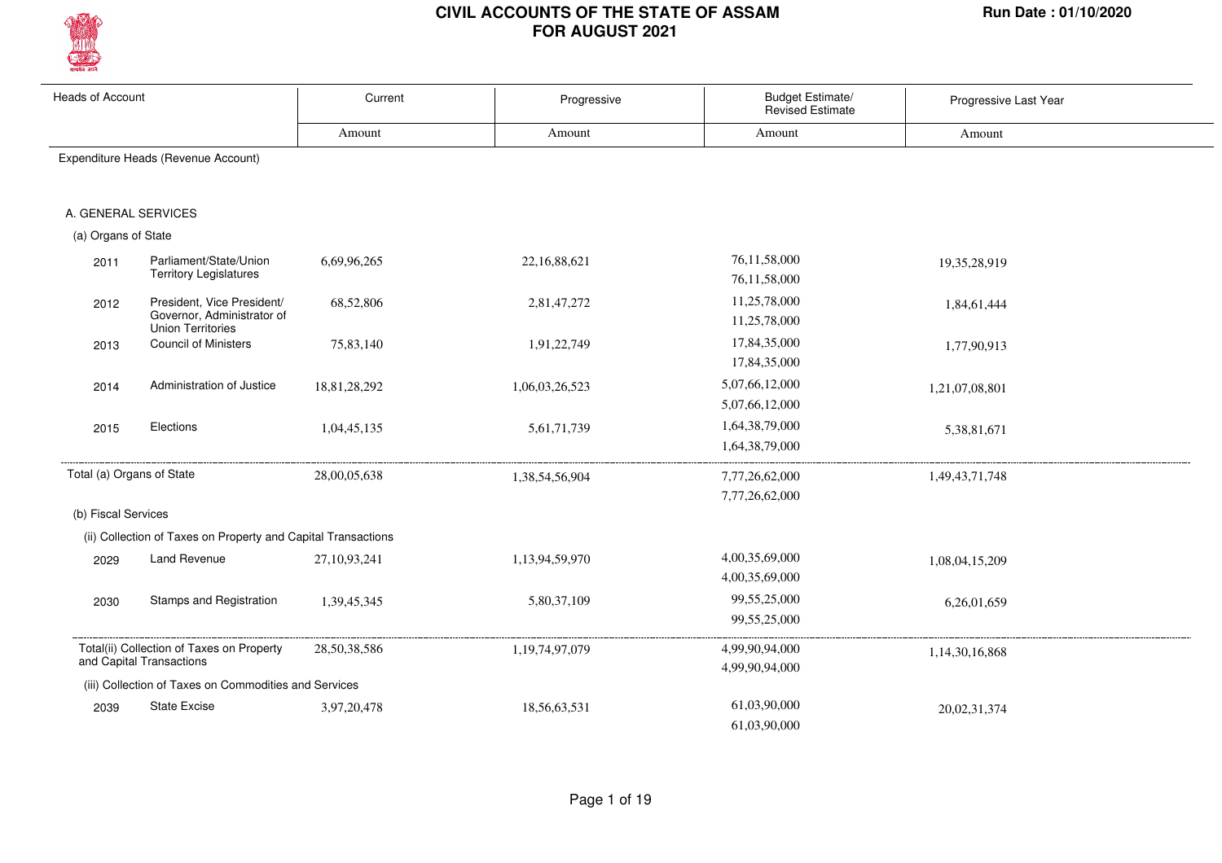# CIVIL ACCOUNTS OF THE STATE OF ASSAM
## FOR AUGUST 2021

Run Date : 01/10/2020

| Heads of Account | | Current | Progressive | Budget Estimate/ Revised Estimate | Progressive Last Year |
|---|---|---|---|---|---|
| | | Amount | Amount | Amount | Amount |
| Expenditure Heads (Revenue Account) | | | | | |
| A. GENERAL SERVICES | | | | | |
| (a) Organs of State | | | | | |
| 2011 | Parliament/State/Union Territory Legislatures | 6,69,96,265 | 22,16,88,621 | 76,11,58,000<br>76,11,58,000 | 19,35,28,919 |
| 2012 | President, Vice President/ Governor, Administrator of Union Territories | 68,52,806 | 2,81,47,272 | 11,25,78,000<br>11,25,78,000 | 1,84,61,444 |
| 2013 | Council of Ministers | 75,83,140 | 1,91,22,749 | 17,84,35,000<br>17,84,35,000 | 1,77,90,913 |
| 2014 | Administration of Justice | 18,81,28,292 | 1,06,03,26,523 | 5,07,66,12,000<br>5,07,66,12,000 | 1,21,07,08,801 |
| 2015 | Elections | 1,04,45,135 | 5,61,71,739 | 1,64,38,79,000<br>1,64,38,79,000 | 5,38,81,671 |
| Total (a) Organs of State | | 28,00,05,638 | 1,38,54,56,904 | 7,77,26,62,000<br>7,77,26,62,000 | 1,49,43,71,748 |
| (b) Fiscal Services | | | | | |
| (ii) Collection of Taxes on Property and Capital Transactions | | | | | |
| 2029 | Land Revenue | 27,10,93,241 | 1,13,94,59,970 | 4,00,35,69,000<br>4,00,35,69,000 | 1,08,04,15,209 |
| 2030 | Stamps and Registration | 1,39,45,345 | 5,80,37,109 | 99,55,25,000<br>99,55,25,000 | 6,26,01,659 |
| Total(ii) Collection of Taxes on Property and Capital Transactions | | 28,50,38,586 | 1,19,74,97,079 | 4,99,90,94,000<br>4,99,90,94,000 | 1,14,30,16,868 |
| (iii) Collection of Taxes on Commodities and Services | | | | | |
| 2039 | State Excise | 3,97,20,478 | 18,56,63,531 | 61,03,90,000<br>61,03,90,000 | 20,02,31,374 |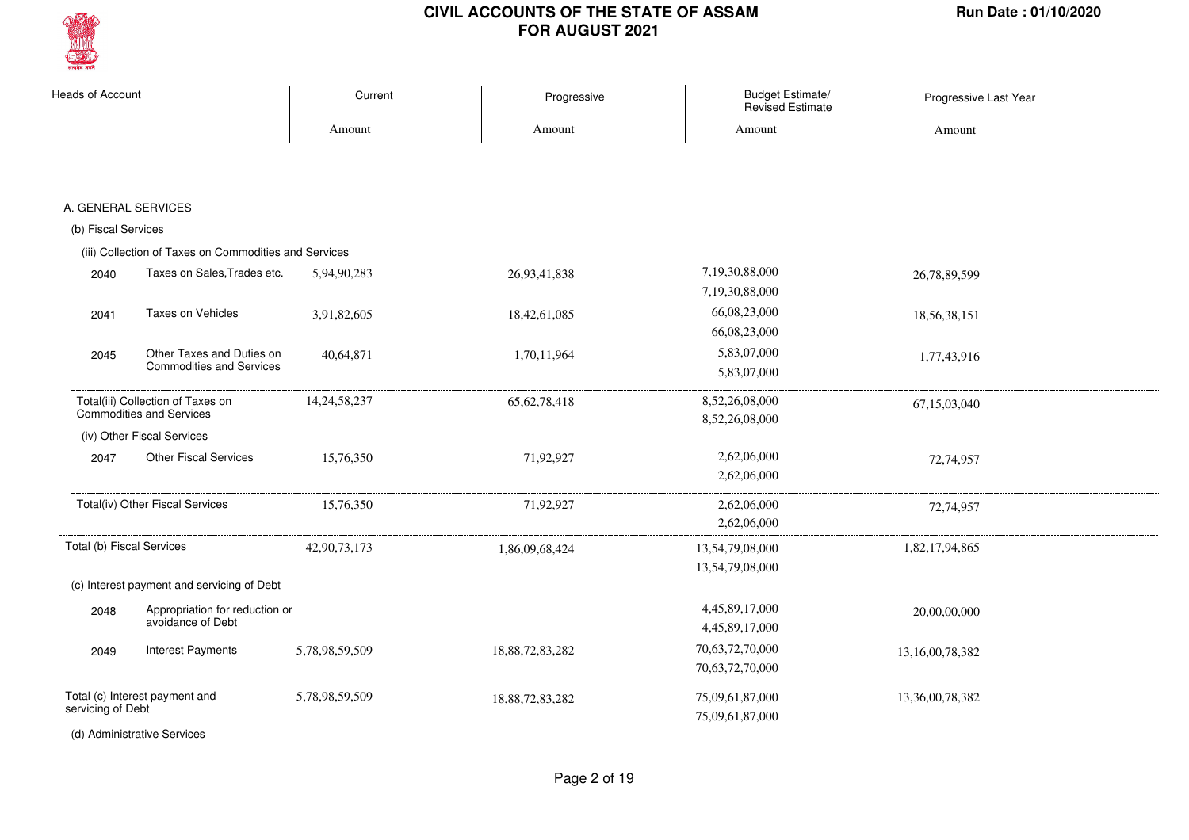# CIVIL ACCOUNTS OF THE STATE OF ASSAM
## FOR AUGUST 2021

Run Date : 01/10/2020

| Heads of Account | | Current | Progressive | Budget Estimate/ Revised Estimate | Progressive Last Year |
|---|---|---|---|---|---|
| | | Amount | Amount | Amount | Amount |
| **A. GENERAL SERVICES** | | | | | |
| (b) Fiscal Services | | | | | |
| (iii) Collection of Taxes on Commodities and Services | | | | | |
| 2040 | Taxes on Sales,Trades etc. | 5,94,90,283 | 26,93,41,838 | 7,19,30,88,000<br>7,19,30,88,000 | 26,78,89,599 |
| 2041 | Taxes on Vehicles | 3,91,82,605 | 18,42,61,085 | 66,08,23,000<br>66,08,23,000 | 18,56,38,151 |
| 2045 | Other Taxes and Duties on Commodities and Services | 40,64,871 | 1,70,11,964 | 5,83,07,000<br>5,83,07,000 | 1,77,43,916 |
| Total(iii) Collection of Taxes on Commodities and Services | | 14,24,58,237 | 65,62,78,418 | 8,52,26,08,000<br>8,52,26,08,000 | 67,15,03,040 |
| (iv) Other Fiscal Services | | | | | |
| 2047 | Other Fiscal Services | 15,76,350 | 71,92,927 | 2,62,06,000<br>2,62,06,000 | 72,74,957 |
| Total(iv) Other Fiscal Services | | 15,76,350 | 71,92,927 | 2,62,06,000<br>2,62,06,000 | 72,74,957 |
| Total (b) Fiscal Services | | 42,90,73,173 | 1,86,09,68,424 | 13,54,79,08,000<br>13,54,79,08,000 | 1,82,17,94,865 |
| (c) Interest payment and servicing of Debt | | | | | |
| 2048 | Appropriation for reduction or avoidance of Debt | | | 4,45,89,17,000<br>4,45,89,17,000 | 20,00,00,000 |
| 2049 | Interest Payments | 5,78,98,59,509 | 18,88,72,83,282 | 70,63,72,70,000<br>70,63,72,70,000 | 13,16,00,78,382 |
| Total (c) Interest payment and servicing of Debt | | 5,78,98,59,509 | 18,88,72,83,282 | 75,09,61,87,000<br>75,09,61,87,000 | 13,36,00,78,382 |
| (d) Administrative Services | | | | | |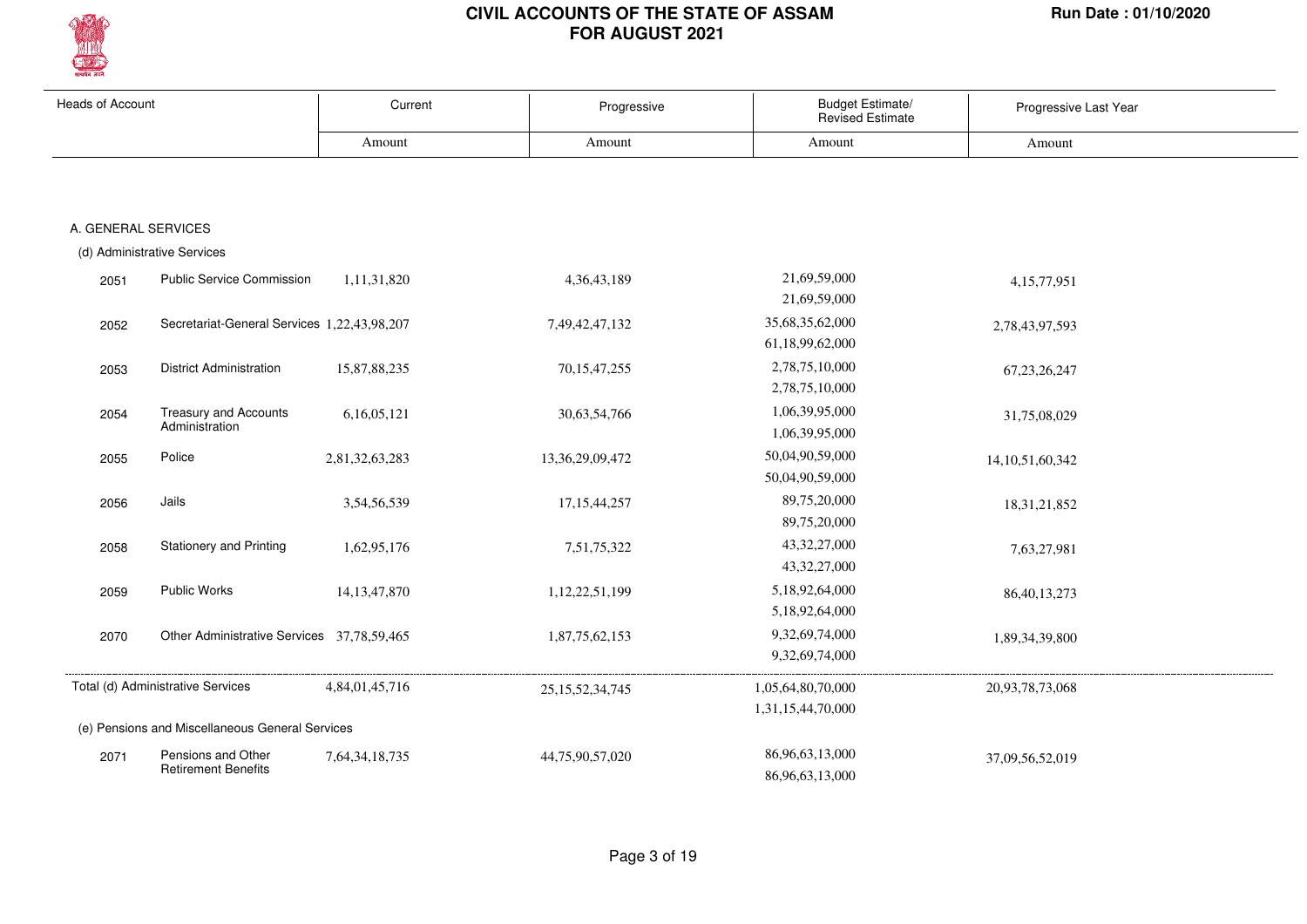# CIVIL ACCOUNTS OF THE STATE OF ASSAM
# FOR AUGUST 2021

Run Date : 01/10/2020

| Heads of Account | | Current | Progressive | Budget Estimate/ Revised Estimate | Progressive Last Year |
|---|---|---|---|---|---|
| | | Amount | Amount | Amount | Amount |
| **A. GENERAL SERVICES** | | | | | |
| (d) Administrative Services | | | | | |
| 2051 | Public Service Commission | 1,11,31,820 | 4,36,43,189 | 21,69,59,000<br>21,69,59,000 | 4,15,77,951 |
| 2052 | Secretariat-General Services | 1,22,43,98,207 | 7,49,42,47,132 | 35,68,35,62,000<br>61,18,99,62,000 | 2,78,43,97,593 |
| 2053 | District Administration | 15,87,88,235 | 70,15,47,255 | 2,78,75,10,000<br>2,78,75,10,000 | 67,23,26,247 |
| 2054 | Treasury and Accounts Administration | 6,16,05,121 | 30,63,54,766 | 1,06,39,95,000<br>1,06,39,95,000 | 31,75,08,029 |
| 2055 | Police | 2,81,32,63,283 | 13,36,29,09,472 | 50,04,90,59,000<br>50,04,90,59,000 | 14,10,51,60,342 |
| 2056 | Jails | 3,54,56,539 | 17,15,44,257 | 89,75,20,000<br>89,75,20,000 | 18,31,21,852 |
| 2058 | Stationery and Printing | 1,62,95,176 | 7,51,75,322 | 43,32,27,000<br>43,32,27,000 | 7,63,27,981 |
| 2059 | Public Works | 14,13,47,870 | 1,12,22,51,199 | 5,18,92,64,000<br>5,18,92,64,000 | 86,40,13,273 |
| 2070 | Other Administrative Services | 37,78,59,465 | 1,87,75,62,153 | 9,32,69,74,000<br>9,32,69,74,000 | 1,89,34,39,800 |
| Total (d) Administrative Services | | 4,84,01,45,716 | 25,15,52,34,745 | 1,05,64,80,70,000<br>1,31,15,44,70,000 | 20,93,78,73,068 |
| (e) Pensions and Miscellaneous General Services | | | | | |
| 2071 | Pensions and Other Retirement Benefits | 7,64,34,18,735 | 44,75,90,57,020 | 86,96,63,13,000<br>86,96,63,13,000 | 37,09,56,52,019 |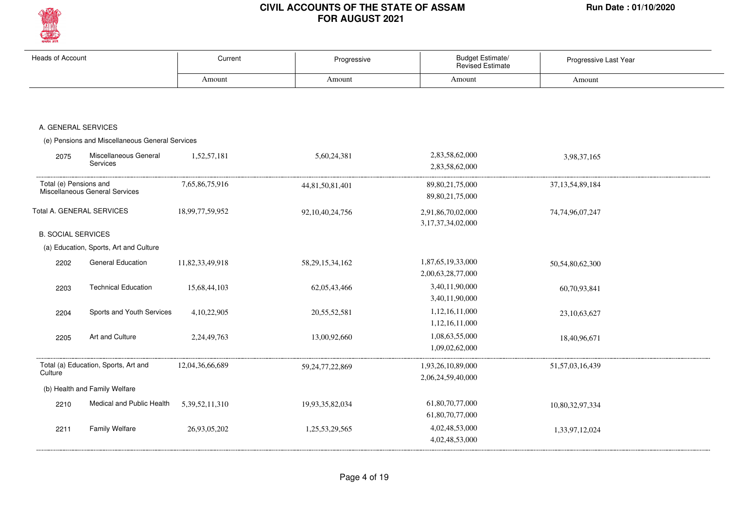# CIVIL ACCOUNTS OF THE STATE OF ASSAM
## FOR AUGUST 2021

| Heads of Account | | Current | Progressive | Budget Estimate/ Revised Estimate | Progressive Last Year |
|---|---|---|---|---|---|
| | | Amount | Amount | Amount | Amount |
| **A. GENERAL SERVICES** | | | | | |
| (e) Pensions and Miscellaneous General Services | | | | | |
| 2075 | Miscellaneous General Services | 1,52,57,181 | 5,60,24,381 | 2,83,58,62,000<br>2,83,58,62,000 | 3,98,37,165 |
| Total (e) Pensions and Miscellaneous General Services | | 7,65,86,75,916 | 44,81,50,81,401 | 89,80,21,75,000<br>89,80,21,75,000 | 37,13,54,89,184 |
| Total A. GENERAL SERVICES | | 18,99,77,59,952 | 92,10,40,24,756 | 2,91,86,70,02,000<br>3,17,37,34,02,000 | 74,74,96,07,247 |
| **B. SOCIAL SERVICES** | | | | | |
| (a) Education, Sports, Art and Culture | | | | | |
| 2202 | General Education | 11,82,33,49,918 | 58,29,15,34,162 | 1,87,65,19,33,000<br>2,00,63,28,77,000 | 50,54,80,62,300 |
| 2203 | Technical Education | 15,68,44,103 | 62,05,43,466 | 3,40,11,90,000<br>3,40,11,90,000 | 60,70,93,841 |
| 2204 | Sports and Youth Services | 4,10,22,905 | 20,55,52,581 | 1,12,16,11,000<br>1,12,16,11,000 | 23,10,63,627 |
| 2205 | Art and Culture | 2,24,49,763 | 13,00,92,660 | 1,08,63,55,000<br>1,09,02,62,000 | 18,40,96,671 |
| Total (a) Education, Sports, Art and Culture | | 12,04,36,66,689 | 59,24,77,22,869 | 1,93,26,10,89,000<br>2,06,24,59,40,000 | 51,57,03,16,439 |
| (b) Health and Family Welfare | | | | | |
| 2210 | Medical and Public Health | 5,39,52,11,310 | 19,93,35,82,034 | 61,80,70,77,000<br>61,80,70,77,000 | 10,80,32,97,334 |
| 2211 | Family Welfare | 26,93,05,202 | 1,25,53,29,565 | 4,02,48,53,000<br>4,02,48,53,000 | 1,33,97,12,024 |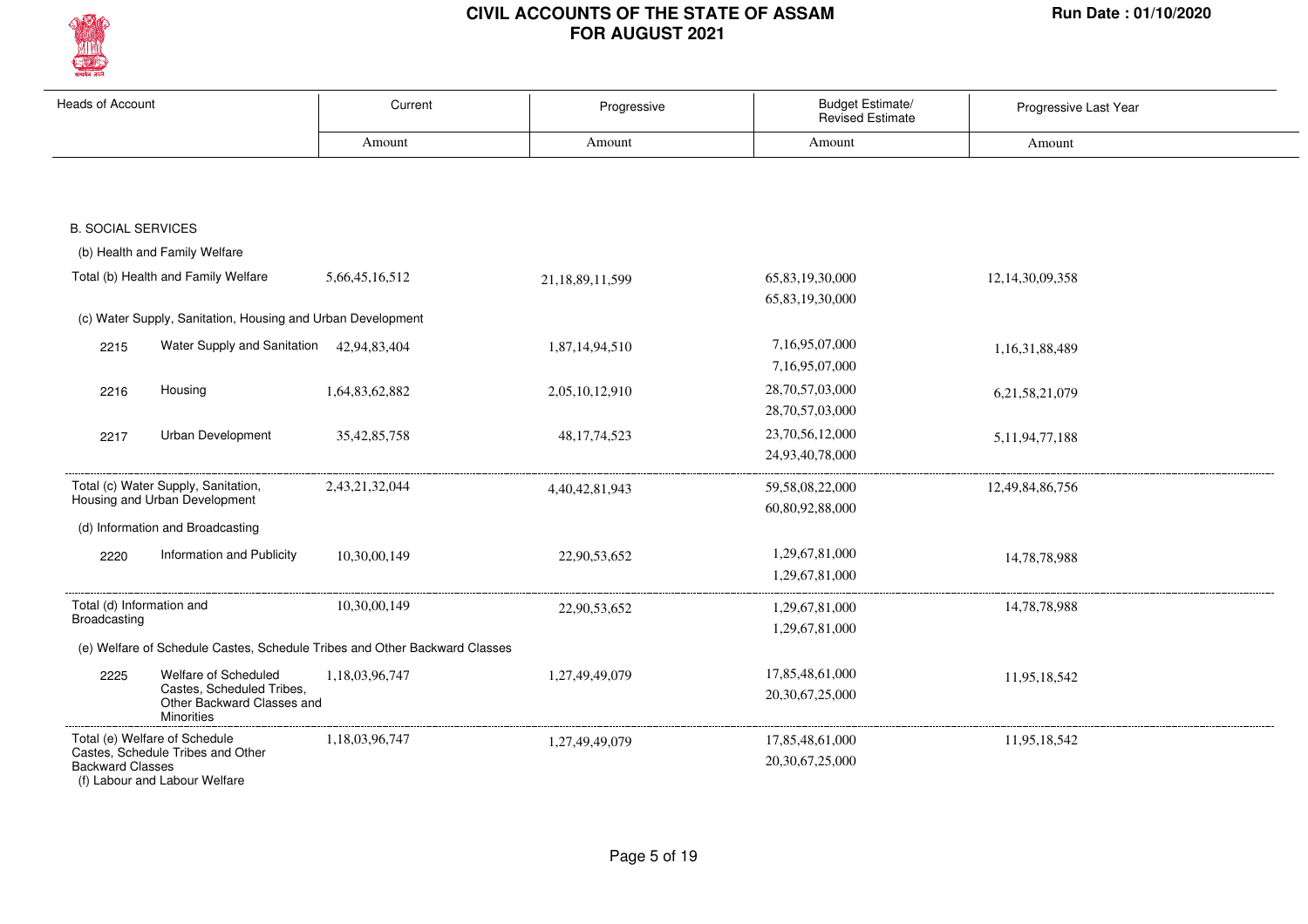# CIVIL ACCOUNTS OF THE STATE OF ASSAM
# FOR AUGUST 2021

Run Date : 01/10/2020

| Heads of Account | | Current | Progressive | Budget Estimate/ Revised Estimate | Progressive Last Year |
|---|---|---|---|---|---|
| | | Amount | Amount | Amount | Amount |
| **B. SOCIAL SERVICES** | | | | | |
| (b) Health and Family Welfare | | | | | |
| Total (b) Health and Family Welfare | | 5,66,45,16,512 | 21,18,89,11,599 | 65,83,19,30,000<br>65,83,19,30,000 | 12,14,30,09,358 |
| (c) Water Supply, Sanitation, Housing and Urban Development | | | | | |
| 2215 | Water Supply and Sanitation | 42,94,83,404 | 1,87,14,94,510 | 7,16,95,07,000<br>7,16,95,07,000 | 1,16,31,88,489 |
| 2216 | Housing | 1,64,83,62,882 | 2,05,10,12,910 | 28,70,57,03,000<br>28,70,57,03,000 | 6,21,58,21,079 |
| 2217 | Urban Development | 35,42,85,758 | 48,17,74,523 | 23,70,56,12,000<br>24,93,40,78,000 | 5,11,94,77,188 |
| Total (c) Water Supply, Sanitation, Housing and Urban Development | | 2,43,21,32,044 | 4,40,42,81,943 | 59,58,08,22,000<br>60,80,92,88,000 | 12,49,84,86,756 |
| (d) Information and Broadcasting | | | | | |
| 2220 | Information and Publicity | 10,30,00,149 | 22,90,53,652 | 1,29,67,81,000<br>1,29,67,81,000 | 14,78,78,988 |
| Total (d) Information and Broadcasting | | 10,30,00,149 | 22,90,53,652 | 1,29,67,81,000<br>1,29,67,81,000 | 14,78,78,988 |
| (e) Welfare of Schedule Castes, Schedule Tribes and Other Backward Classes | | | | | |
| 2225 | Welfare of Scheduled Castes, Scheduled Tribes, Other Backward Classes and Minorities | 1,18,03,96,747 | 1,27,49,49,079 | 17,85,48,61,000<br>20,30,67,25,000 | 11,95,18,542 |
| Total (e) Welfare of Schedule Castes, Schedule Tribes and Other Backward Classes | | 1,18,03,96,747 | 1,27,49,49,079 | 17,85,48,61,000<br>20,30,67,25,000 | 11,95,18,542 |
| (f) Labour and Labour Welfare | | | | | |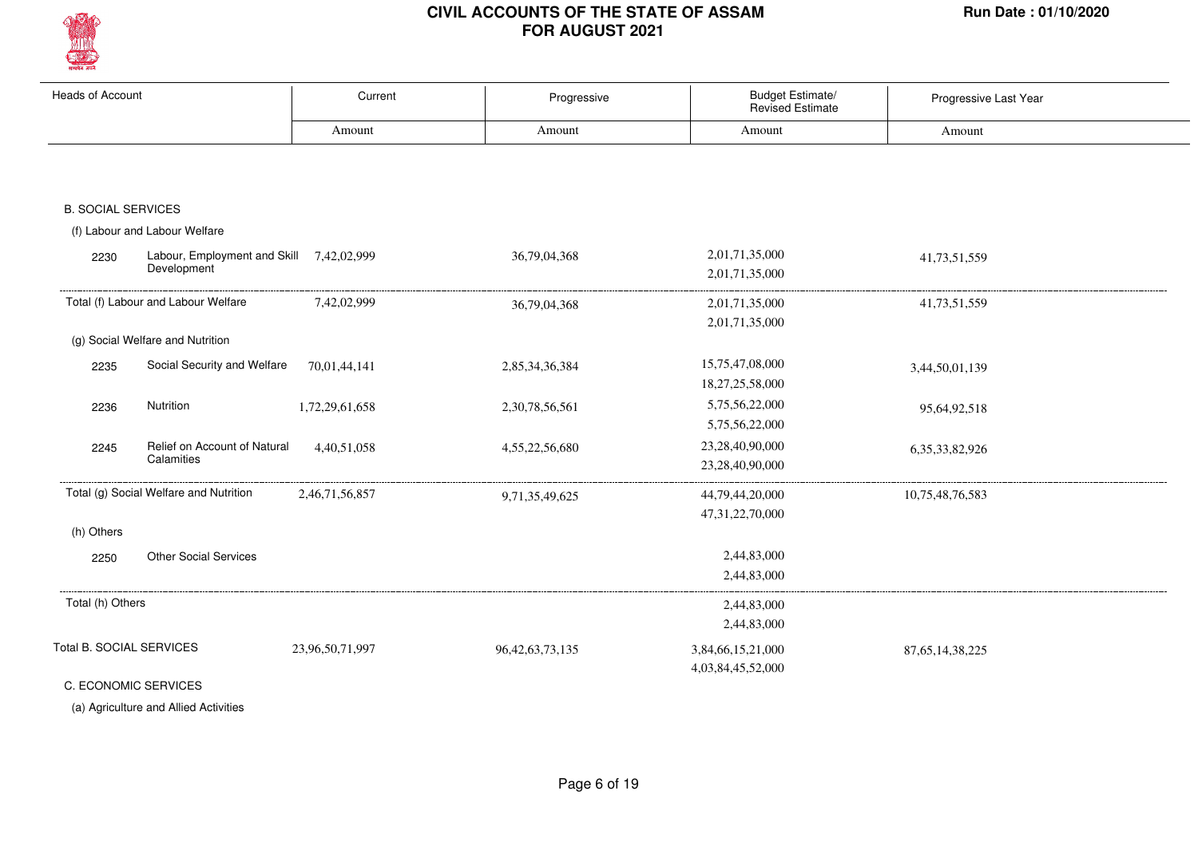# CIVIL ACCOUNTS OF THE STATE OF ASSAM FOR AUGUST 2021

Run Date : 01/10/2020

| Heads of Account | | Current | Progressive | Budget Estimate/ Revised Estimate | Progressive Last Year |
|---|---|---|---|---|---|
| | | Amount | Amount | Amount | Amount |
| **B. SOCIAL SERVICES** | | | | | |
| (f) Labour and Labour Welfare | | | | | |
| 2230 | Labour, Employment and Skill Development | 7,42,02,999 | 36,79,04,368 | 2,01,71,35,000<br>2,01,71,35,000 | 41,73,51,559 |
| Total (f) Labour and Labour Welfare | | 7,42,02,999 | 36,79,04,368 | 2,01,71,35,000<br>2,01,71,35,000 | 41,73,51,559 |
| (g) Social Welfare and Nutrition | | | | | |
| 2235 | Social Security and Welfare | 70,01,44,141 | 2,85,34,36,384 | 15,75,47,08,000<br>18,27,25,58,000 | 3,44,50,01,139 |
| 2236 | Nutrition | 1,72,29,61,658 | 2,30,78,56,561 | 5,75,56,22,000<br>5,75,56,22,000 | 95,64,92,518 |
| 2245 | Relief on Account of Natural Calamities | 4,40,51,058 | 4,55,22,56,680 | 23,28,40,90,000<br>23,28,40,90,000 | 6,35,33,82,926 |
| Total (g) Social Welfare and Nutrition | | 2,46,71,56,857 | 9,71,35,49,625 | 44,79,44,20,000<br>47,31,22,70,000 | 10,75,48,76,583 |
| (h) Others | | | | | |
| 2250 | Other Social Services | | | 2,44,83,000<br>2,44,83,000 | |
| Total (h) Others | | | | 2,44,83,000<br>2,44,83,000 | |
| Total B. SOCIAL SERVICES | | 23,96,50,71,997 | 96,42,63,73,135 | 3,84,66,15,21,000<br>4,03,84,45,52,000 | 87,65,14,38,225 |
| **C. ECONOMIC SERVICES** | | | | | |
| (a) Agriculture and Allied Activities | | | | | |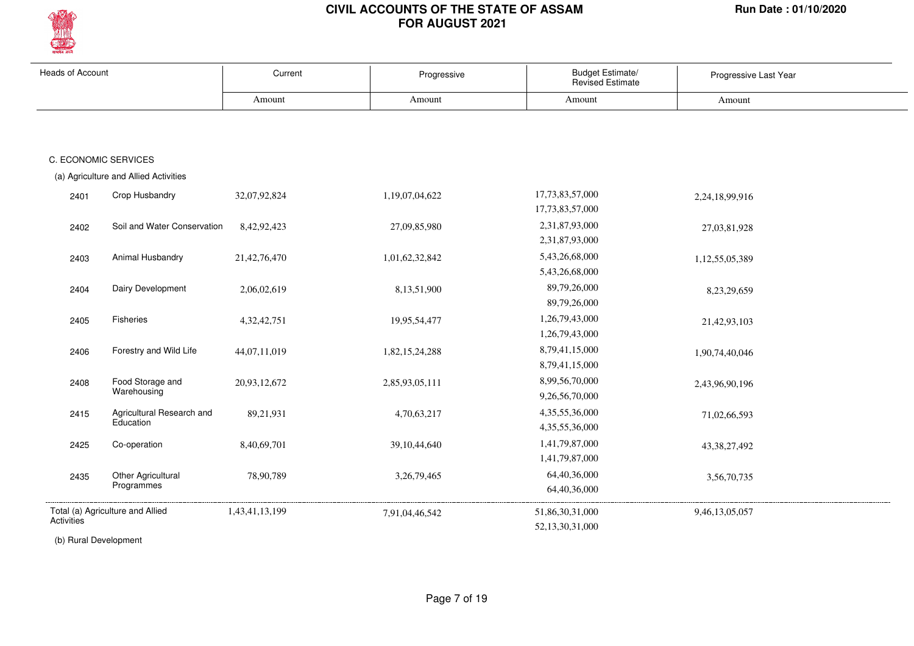# CIVIL ACCOUNTS OF THE STATE OF ASSAM FOR AUGUST 2021

Run Date : 01/10/2020

| Heads of Account | | Current | Progressive | Budget Estimate/ Revised Estimate | Progressive Last Year |
|---|---|---|---|---|---|
| | | Amount | Amount | Amount | Amount |
| **C. ECONOMIC SERVICES** | | | | | |
| (a) Agriculture and Allied Activities | | | | | |
| 2401 | Crop Husbandry | 32,07,92,824 | 1,19,07,04,622 | 17,73,83,57,000<br>17,73,83,57,000 | 2,24,18,99,916 |
| 2402 | Soil and Water Conservation | 8,42,92,423 | 27,09,85,980 | 2,31,87,93,000<br>2,31,87,93,000 | 27,03,81,928 |
| 2403 | Animal Husbandry | 21,42,76,470 | 1,01,62,32,842 | 5,43,26,68,000<br>5,43,26,68,000 | 1,12,55,05,389 |
| 2404 | Dairy Development | 2,06,02,619 | 8,13,51,900 | 89,79,26,000<br>89,79,26,000 | 8,23,29,659 |
| 2405 | Fisheries | 4,32,42,751 | 19,95,54,477 | 1,26,79,43,000<br>1,26,79,43,000 | 21,42,93,103 |
| 2406 | Forestry and Wild Life | 44,07,11,019 | 1,82,15,24,288 | 8,79,41,15,000<br>8,79,41,15,000 | 1,90,74,40,046 |
| 2408 | Food Storage and Warehousing | 20,93,12,672 | 2,85,93,05,111 | 8,99,56,70,000<br>9,26,56,70,000 | 2,43,96,90,196 |
| 2415 | Agricultural Research and Education | 89,21,931 | 4,70,63,217 | 4,35,55,36,000<br>4,35,55,36,000 | 71,02,66,593 |
| 2425 | Co-operation | 8,40,69,701 | 39,10,44,640 | 1,41,79,87,000<br>1,41,79,87,000 | 43,38,27,492 |
| 2435 | Other Agricultural Programmes | 78,90,789 | 3,26,79,465 | 64,40,36,000<br>64,40,36,000 | 3,56,70,735 |
| Total (a) Agriculture and Allied Activities | | 1,43,41,13,199 | 7,91,04,46,542 | 51,86,30,31,000<br>52,13,30,31,000 | 9,46,13,05,057 |
| (b) Rural Development | | | | | |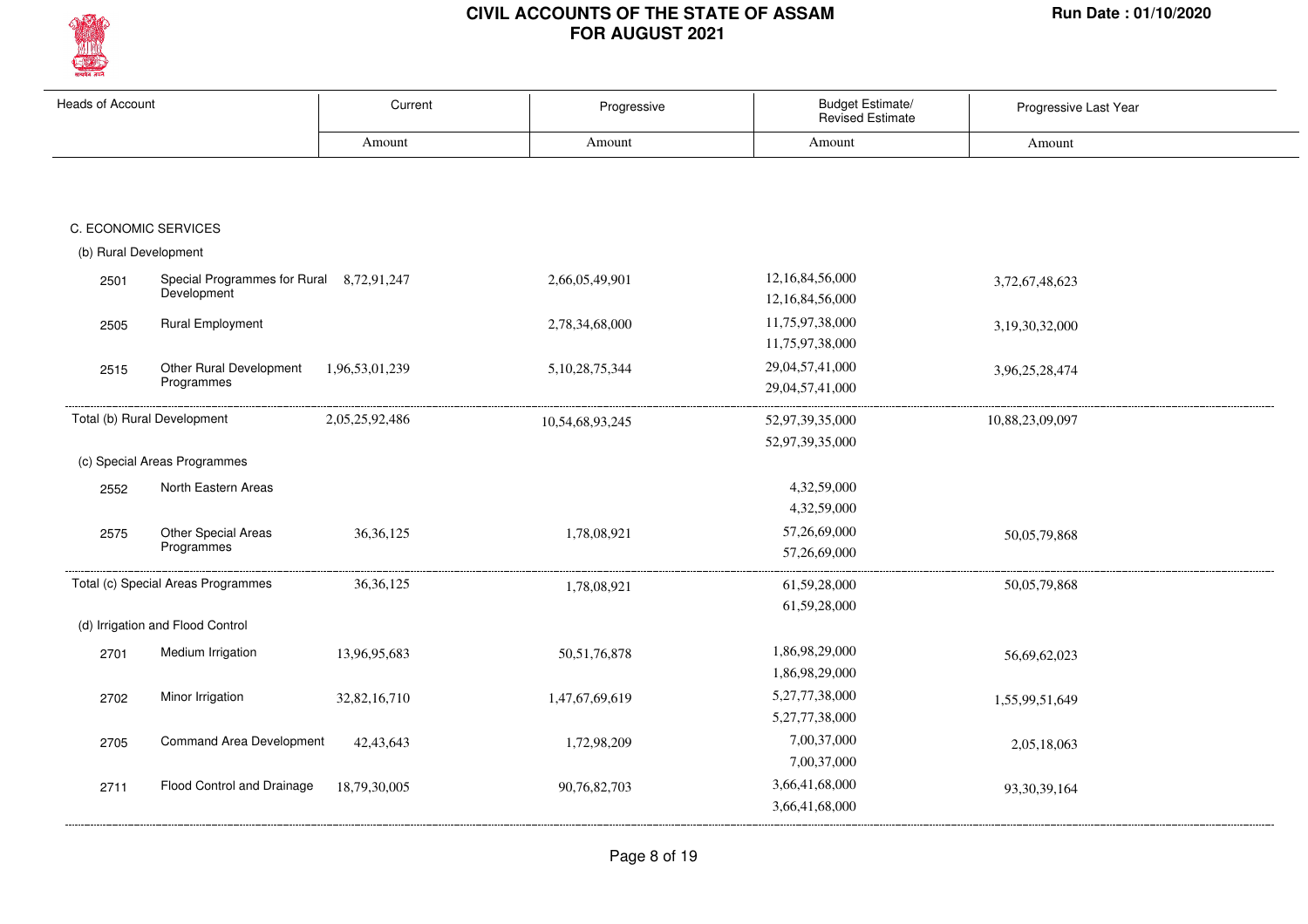# CIVIL ACCOUNTS OF THE STATE OF ASSAM FOR AUGUST 2021

| Heads of Account | | Current | Progressive | Budget Estimate/ Revised Estimate | Progressive Last Year |
|---|---|---|---|---|---|
| | | Amount | Amount | Amount | Amount |
| C. ECONOMIC SERVICES | | | | | |
| (b) Rural Development | | | | | |
| 2501 | Special Programmes for Rural Development | 8,72,91,247 | 2,66,05,49,901 | 12,16,84,56,000<br>12,16,84,56,000 | 3,72,67,48,623 |
| 2505 | Rural Employment | | 2,78,34,68,000 | 11,75,97,38,000<br>11,75,97,38,000 | 3,19,30,32,000 |
| 2515 | Other Rural Development Programmes | 1,96,53,01,239 | 5,10,28,75,344 | 29,04,57,41,000<br>29,04,57,41,000 | 3,96,25,28,474 |
| Total (b) Rural Development | | 2,05,25,92,486 | 10,54,68,93,245 | 52,97,39,35,000<br>52,97,39,35,000 | 10,88,23,09,097 |
| (c) Special Areas Programmes | | | | | |
| 2552 | North Eastern Areas | | | 4,32,59,000<br>4,32,59,000 | |
| 2575 | Other Special Areas Programmes | 36,36,125 | 1,78,08,921 | 57,26,69,000<br>57,26,69,000 | 50,05,79,868 |
| Total (c) Special Areas Programmes | | 36,36,125 | 1,78,08,921 | 61,59,28,000<br>61,59,28,000 | 50,05,79,868 |
| (d) Irrigation and Flood Control | | | | | |
| 2701 | Medium Irrigation | 13,96,95,683 | 50,51,76,878 | 1,86,98,29,000<br>1,86,98,29,000 | 56,69,62,023 |
| 2702 | Minor Irrigation | 32,82,16,710 | 1,47,67,69,619 | 5,27,77,38,000<br>5,27,77,38,000 | 1,55,99,51,649 |
| 2705 | Command Area Development | 42,43,643 | 1,72,98,209 | 7,00,37,000<br>7,00,37,000 | 2,05,18,063 |
| 2711 | Flood Control and Drainage | 18,79,30,005 | 90,76,82,703 | 3,66,41,68,000<br>3,66,41,68,000 | 93,30,39,164 |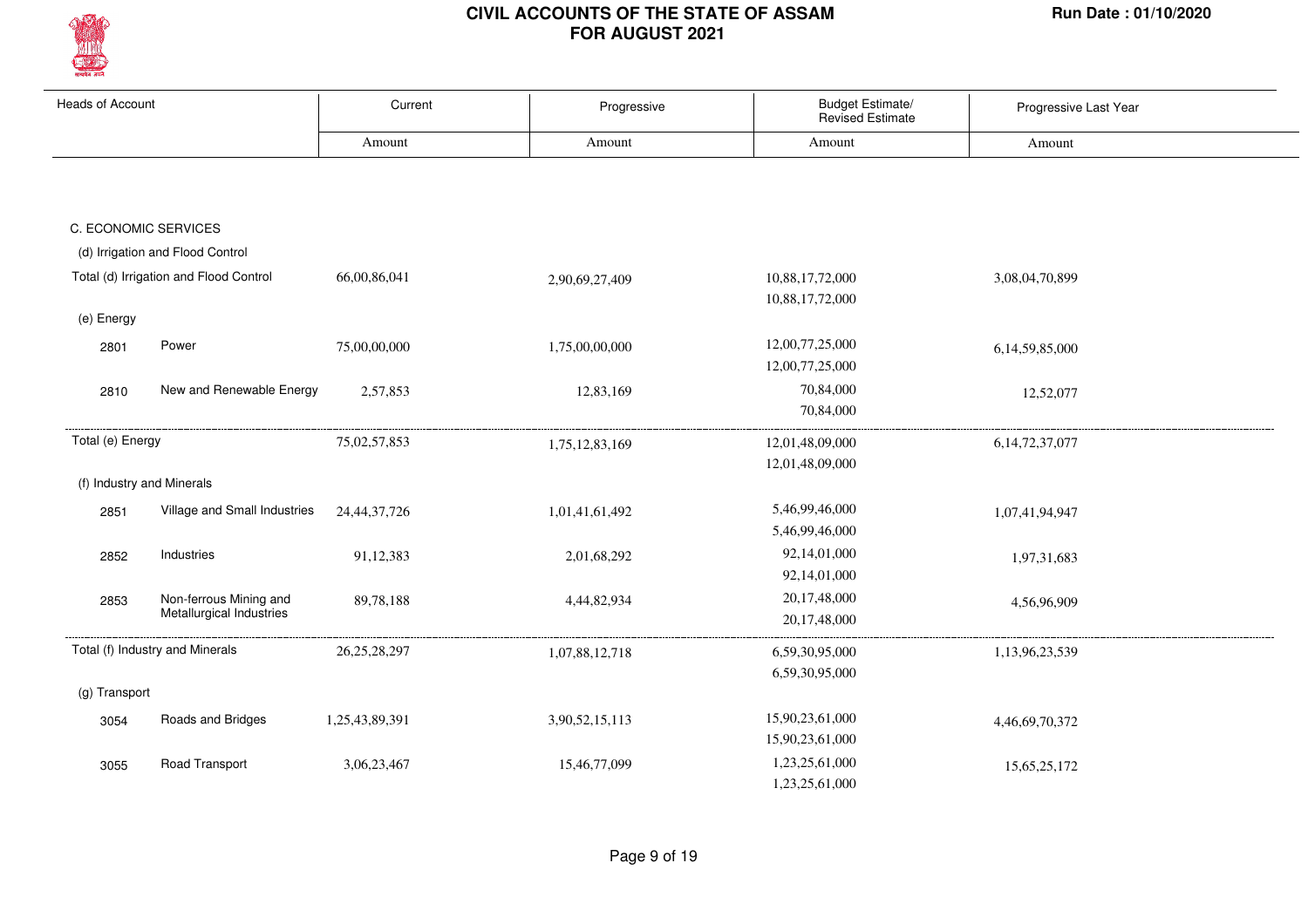# CIVIL ACCOUNTS OF THE STATE OF ASSAM
## FOR AUGUST 2021

Run Date : 01/10/2020

| Heads of Account | | Current | Progressive | Budget Estimate/ Revised Estimate | Progressive Last Year |
|---|---|---|---|---|---|
| | | Amount | Amount | Amount | Amount |
| **C. ECONOMIC SERVICES** | | | | | |
| (d) Irrigation and Flood Control | | | | | |
| Total (d) Irrigation and Flood Control | | 66,00,86,041 | 2,90,69,27,409 | 10,88,17,72,000<br>10,88,17,72,000 | 3,08,04,70,899 |
| (e) Energy | | | | | |
| 2801 | Power | 75,00,00,000 | 1,75,00,00,000 | 12,00,77,25,000<br>12,00,77,25,000 | 6,14,59,85,000 |
| 2810 | New and Renewable Energy | 2,57,853 | 12,83,169 | 70,84,000<br>70,84,000 | 12,52,077 |
| Total (e) Energy | | 75,02,57,853 | 1,75,12,83,169 | 12,01,48,09,000<br>12,01,48,09,000 | 6,14,72,37,077 |
| (f) Industry and Minerals | | | | | |
| 2851 | Village and Small Industries | 24,44,37,726 | 1,01,41,61,492 | 5,46,99,46,000<br>5,46,99,46,000 | 1,07,41,94,947 |
| 2852 | Industries | 91,12,383 | 2,01,68,292 | 92,14,01,000<br>92,14,01,000 | 1,97,31,683 |
| 2853 | Non-ferrous Mining and Metallurgical Industries | 89,78,188 | 4,44,82,934 | 20,17,48,000<br>20,17,48,000 | 4,56,96,909 |
| Total (f) Industry and Minerals | | 26,25,28,297 | 1,07,88,12,718 | 6,59,30,95,000<br>6,59,30,95,000 | 1,13,96,23,539 |
| (g) Transport | | | | | |
| 3054 | Roads and Bridges | 1,25,43,89,391 | 3,90,52,15,113 | 15,90,23,61,000<br>15,90,23,61,000 | 4,46,69,70,372 |
| 3055 | Road Transport | 3,06,23,467 | 15,46,77,099 | 1,23,25,61,000<br>1,23,25,61,000 | 15,65,25,172 |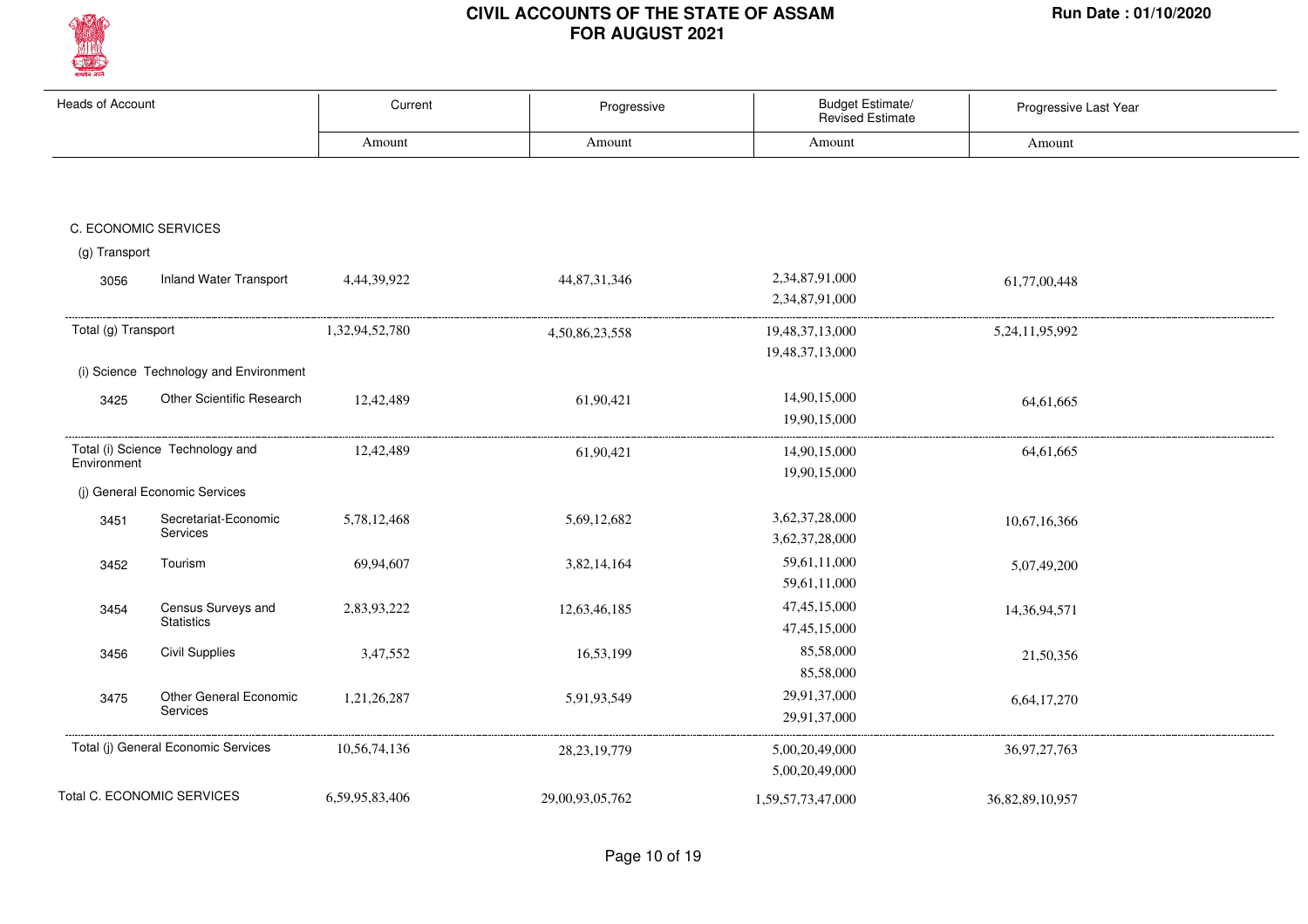# CIVIL ACCOUNTS OF THE STATE OF ASSAM FOR AUGUST 2021

Run Date : 01/10/2020

| Heads of Account | | Current | Progressive | Budget Estimate/ Revised Estimate | Progressive Last Year |
|---|---|---|---|---|---|
| | | Amount | Amount | Amount | Amount |
| **C. ECONOMIC SERVICES** | | | | | |
| (g) Transport | | | | | |
| 3056 | Inland Water Transport | 4,44,39,922 | 44,87,31,346 | 2,34,87,91,000<br>2,34,87,91,000 | 61,77,00,448 |
| Total (g) Transport | | 1,32,94,52,780 | 4,50,86,23,558 | 19,48,37,13,000<br>19,48,37,13,000 | 5,24,11,95,992 |
| (i) Science Technology and Environment | | | | | |
| 3425 | Other Scientific Research | 12,42,489 | 61,90,421 | 14,90,15,000<br>19,90,15,000 | 64,61,665 |
| Total (i) Science Technology and Environment | | 12,42,489 | 61,90,421 | 14,90,15,000<br>19,90,15,000 | 64,61,665 |
| (j) General Economic Services | | | | | |
| 3451 | Secretariat-Economic Services | 5,78,12,468 | 5,69,12,682 | 3,62,37,28,000<br>3,62,37,28,000 | 10,67,16,366 |
| 3452 | Tourism | 69,94,607 | 3,82,14,164 | 59,61,11,000<br>59,61,11,000 | 5,07,49,200 |
| 3454 | Census Surveys and Statistics | 2,83,93,222 | 12,63,46,185 | 47,45,15,000<br>47,45,15,000 | 14,36,94,571 |
| 3456 | Civil Supplies | 3,47,552 | 16,53,199 | 85,58,000<br>85,58,000 | 21,50,356 |
| 3475 | Other General Economic Services | 1,21,26,287 | 5,91,93,549 | 29,91,37,000<br>29,91,37,000 | 6,64,17,270 |
| Total (j) General Economic Services | | 10,56,74,136 | 28,23,19,779 | 5,00,20,49,000<br>5,00,20,49,000 | 36,97,27,763 |
| Total C. ECONOMIC SERVICES | | 6,59,95,83,406 | 29,00,93,05,762 | 1,59,57,73,47,000 | 36,82,89,10,957 |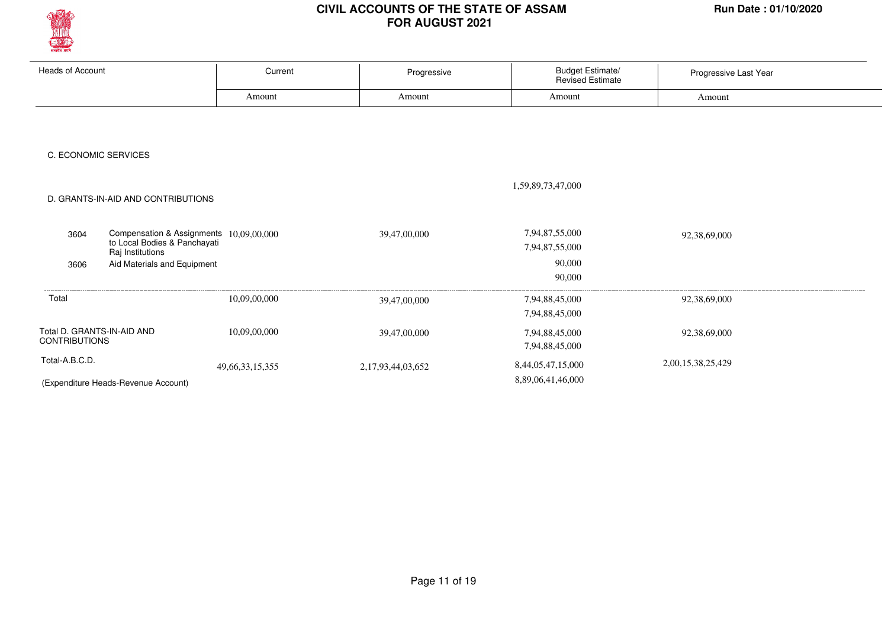# CIVIL ACCOUNTS OF THE STATE OF ASSAM
## FOR AUGUST 2021

Run Date : 01/10/2020

| Heads of Account | | Current | Progressive | Budget Estimate/ Revised Estimate | Progressive Last Year |
|---|---|---|---|---|---|
| | | Amount | Amount | Amount | Amount |
| C. ECONOMIC SERVICES | | | | | |
| | | | | 1,59,89,73,47,000 | |
| D. GRANTS-IN-AID AND CONTRIBUTIONS | | | | | |
| 3604 | Compensation & Assignments to Local Bodies & Panchayati Raj Institutions | 10,09,00,000 | 39,47,00,000 | 7,94,87,55,000<br>7,94,87,55,000 | 92,38,69,000 |
| 3606 | Aid Materials and Equipment | | | 90,000<br>90,000 | |
| Total | | 10,09,00,000 | 39,47,00,000 | 7,94,88,45,000<br>7,94,88,45,000 | 92,38,69,000 |
| Total D. GRANTS-IN-AID AND CONTRIBUTIONS | | 10,09,00,000 | 39,47,00,000 | 7,94,88,45,000<br>7,94,88,45,000 | 92,38,69,000 |
| Total-A.B.C.D. | | 49,66,33,15,355 | 2,17,93,44,03,652 | 8,44,05,47,15,000<br>8,89,06,41,46,000 | 2,00,15,38,25,429 |
| (Expenditure Heads-Revenue Account) | | | | | |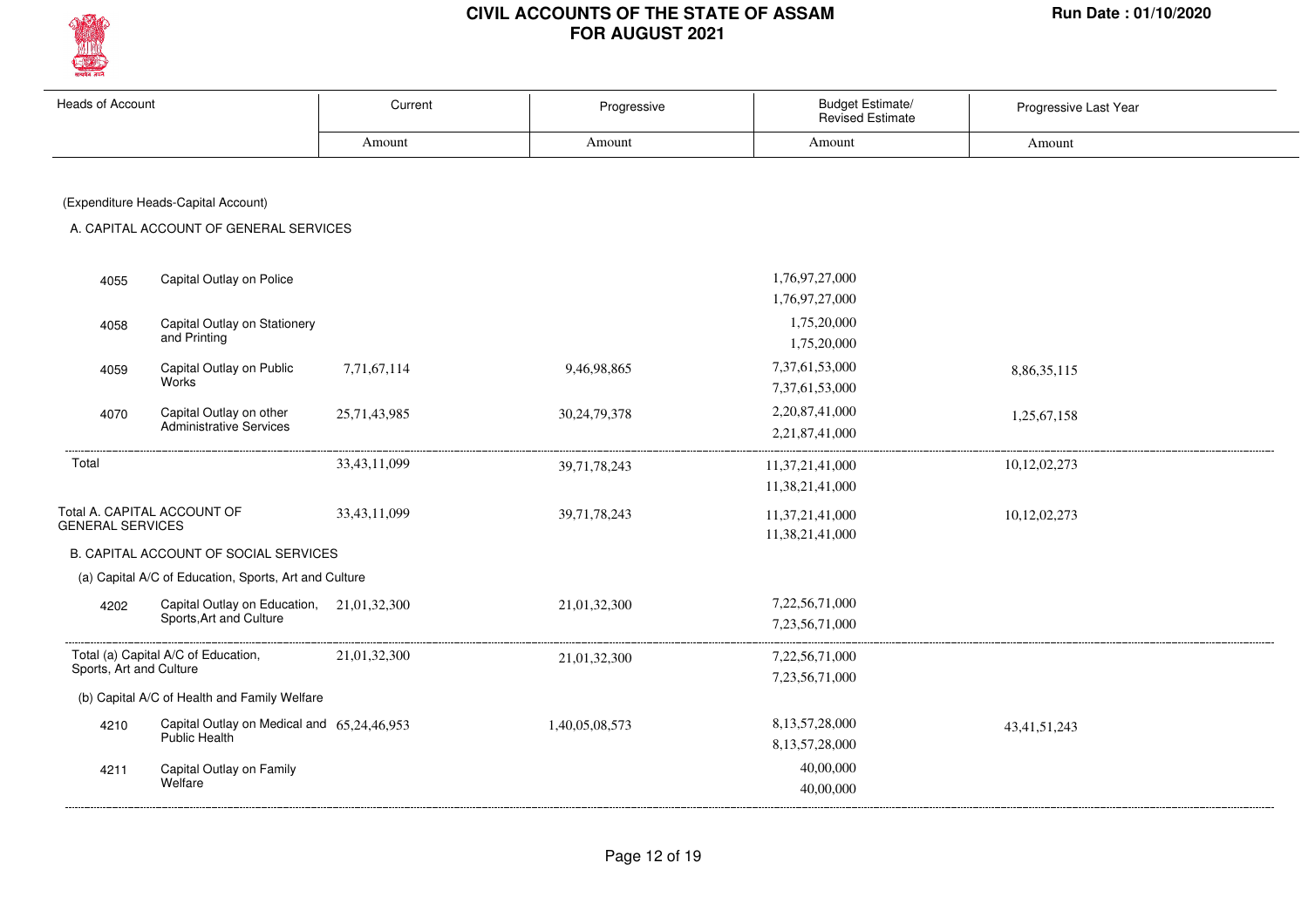# CIVIL ACCOUNTS OF THE STATE OF ASSAM FOR AUGUST 2021

Run Date : 01/10/2020

| Heads of Account | | Current | Progressive | Budget Estimate/ Revised Estimate | Progressive Last Year |
|---|---|---|---|---|---|
| | | Amount | Amount | Amount | Amount |
| (Expenditure Heads-Capital Account) | | | | | |
| A. CAPITAL ACCOUNT OF GENERAL SERVICES | | | | | |
| 4055 | Capital Outlay on Police | | | 1,76,97,27,000<br>1,76,97,27,000 | |
| 4058 | Capital Outlay on Stationery and Printing | | | 1,75,20,000<br>1,75,20,000 | |
| 4059 | Capital Outlay on Public Works | 7,71,67,114 | 9,46,98,865 | 7,37,61,53,000<br>7,37,61,53,000 | 8,86,35,115 |
| 4070 | Capital Outlay on other Administrative Services | 25,71,43,985 | 30,24,79,378 | 2,20,87,41,000<br>2,21,87,41,000 | 1,25,67,158 |
| Total | | 33,43,11,099 | 39,71,78,243 | 11,37,21,41,000<br>11,38,21,41,000 | 10,12,02,273 |
| Total A. CAPITAL ACCOUNT OF GENERAL SERVICES | | 33,43,11,099 | 39,71,78,243 | 11,37,21,41,000<br>11,38,21,41,000 | 10,12,02,273 |
| B. CAPITAL ACCOUNT OF SOCIAL SERVICES | | | | | |
| (a) Capital A/C of Education, Sports, Art and Culture | | | | | |
| 4202 | Capital Outlay on Education, Sports,Art and Culture | 21,01,32,300 | 21,01,32,300 | 7,22,56,71,000<br>7,23,56,71,000 | |
| Total (a) Capital A/C of Education, Sports, Art and Culture | | 21,01,32,300 | 21,01,32,300 | 7,22,56,71,000<br>7,23,56,71,000 | |
| (b) Capital A/C of Health and Family Welfare | | | | | |
| 4210 | Capital Outlay on Medical and Public Health | 65,24,46,953 | 1,40,05,08,573 | 8,13,57,28,000<br>8,13,57,28,000 | 43,41,51,243 |
| 4211 | Capital Outlay on Family Welfare | | | 40,00,000<br>40,00,000 | |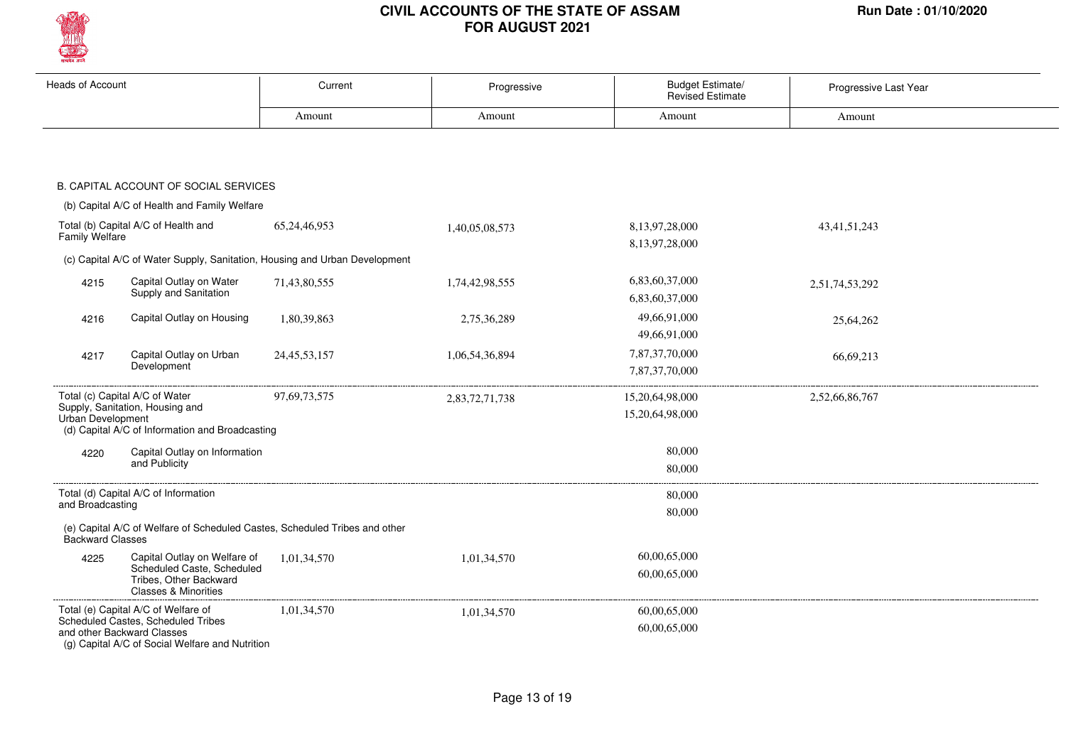# CIVIL ACCOUNTS OF THE STATE OF ASSAM FOR AUGUST 2021

Run Date : 01/10/2020

| Heads of Account | | Current | Progressive | Budget Estimate/ Revised Estimate | Progressive Last Year |
|---|---|---|---|---|---|
| | | Amount | Amount | Amount | Amount |
| **B. CAPITAL ACCOUNT OF SOCIAL SERVICES** | | | | | |
| (b) Capital A/C of Health and Family Welfare | | | | | |
| Total (b) Capital A/C of Health and Family Welfare | | 65,24,46,953 | 1,40,05,08,573 | 8,13,97,28,000 / 8,13,97,28,000 | 43,41,51,243 |
| (c) Capital A/C of Water Supply, Sanitation, Housing and Urban Development | | | | | |
| 4215 | Capital Outlay on Water Supply and Sanitation | 71,43,80,555 | 1,74,42,98,555 | 6,83,60,37,000 / 6,83,60,37,000 | 2,51,74,53,292 |
| 4216 | Capital Outlay on Housing | 1,80,39,863 | 2,75,36,289 | 49,66,91,000 / 49,66,91,000 | 25,64,262 |
| 4217 | Capital Outlay on Urban Development | 24,45,53,157 | 1,06,54,36,894 | 7,87,37,70,000 / 7,87,37,70,000 | 66,69,213 |
| Total (c) Capital A/C of Water Supply, Sanitation, Housing and Urban Development | | 97,69,73,575 | 2,83,72,71,738 | 15,20,64,98,000 / 15,20,64,98,000 | 2,52,66,86,767 |
| (d) Capital A/C of Information and Broadcasting | | | | | |
| 4220 | Capital Outlay on Information and Publicity | | | 80,000 / 80,000 | |
| Total (d) Capital A/C of Information and Broadcasting | | | | 80,000 / 80,000 | |
| (e) Capital A/C of Welfare of Scheduled Castes, Scheduled Tribes and other Backward Classes | | | | | |
| 4225 | Capital Outlay on Welfare of Scheduled Caste, Scheduled Tribes, Other Backward Classes & Minorities | 1,01,34,570 | 1,01,34,570 | 60,00,65,000 / 60,00,65,000 | |
| Total (e) Capital A/C of Welfare of Scheduled Castes, Scheduled Tribes and other Backward Classes | | 1,01,34,570 | 1,01,34,570 | 60,00,65,000 / 60,00,65,000 | |
| (g) Capital A/C of Social Welfare and Nutrition | | | | | |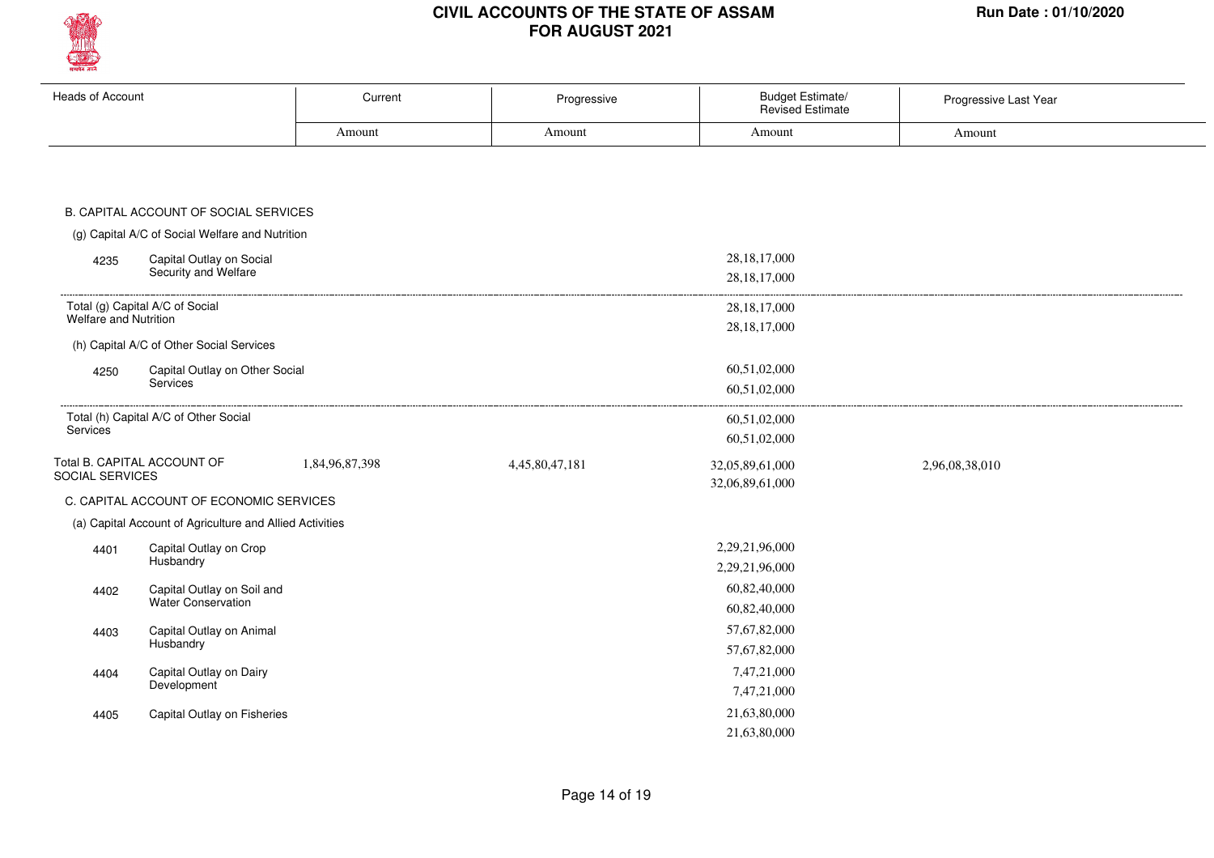# CIVIL ACCOUNTS OF THE STATE OF ASSAM FOR AUGUST 2021

Run Date : 01/10/2020

| Heads of Account | | Current | Progressive | Budget Estimate/ Revised Estimate | Progressive Last Year |
|---|---|---|---|---|---|
| | | Amount | Amount | Amount | Amount |
| **B. CAPITAL ACCOUNT OF SOCIAL SERVICES** | | | | | |
| (g) Capital A/C of Social Welfare and Nutrition | | | | | |
| 4235 | Capital Outlay on Social Security and Welfare | | | 28,18,17,000<br>28,18,17,000 | |
| Total (g) Capital A/C of Social Welfare and Nutrition | | | | 28,18,17,000<br>28,18,17,000 | |
| (h) Capital A/C of Other Social Services | | | | | |
| 4250 | Capital Outlay on Other Social Services | | | 60,51,02,000<br>60,51,02,000 | |
| Total (h) Capital A/C of Other Social Services | | | | 60,51,02,000<br>60,51,02,000 | |
| Total B. CAPITAL ACCOUNT OF SOCIAL SERVICES | | 1,84,96,87,398 | 4,45,80,47,181 | 32,05,89,61,000<br>32,06,89,61,000 | 2,96,08,38,010 |
| **C. CAPITAL ACCOUNT OF ECONOMIC SERVICES** | | | | | |
| (a) Capital Account of Agriculture and Allied Activities | | | | | |
| 4401 | Capital Outlay on Crop Husbandry | | | 2,29,21,96,000<br>2,29,21,96,000 | |
| 4402 | Capital Outlay on Soil and Water Conservation | | | 60,82,40,000<br>60,82,40,000 | |
| 4403 | Capital Outlay on Animal Husbandry | | | 57,67,82,000<br>57,67,82,000 | |
| 4404 | Capital Outlay on Dairy Development | | | 7,47,21,000<br>7,47,21,000 | |
| 4405 | Capital Outlay on Fisheries | | | 21,63,80,000<br>21,63,80,000 | |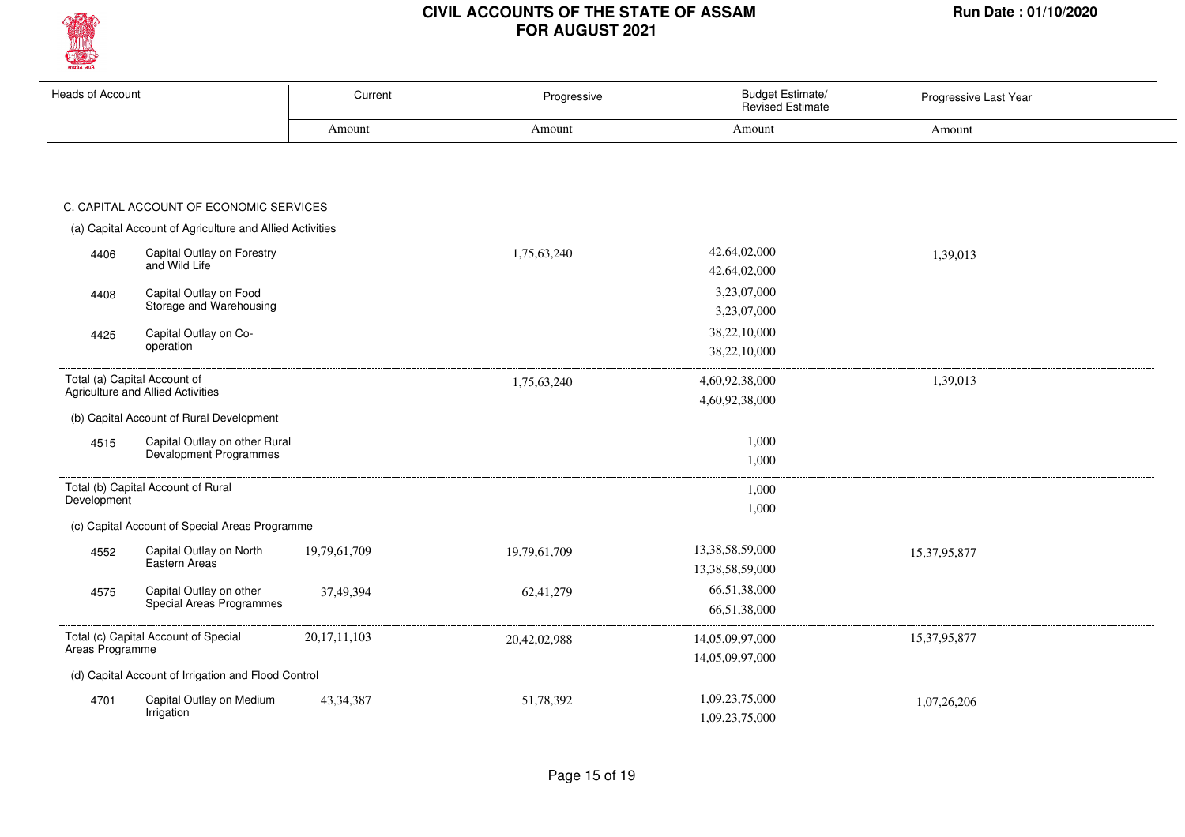# CIVIL ACCOUNTS OF THE STATE OF ASSAM FOR AUGUST 2021

Run Date : 01/10/2020

| Heads of Account | | Current | Progressive | Budget Estimate/ Revised Estimate | Progressive Last Year |
|---|---|---|---|---|---|
| | | Amount | Amount | Amount | Amount |
| **C. CAPITAL ACCOUNT OF ECONOMIC SERVICES** | | | | | |
| (a) Capital Account of Agriculture and Allied Activities | | | | | |
| 4406 | Capital Outlay on Forestry and Wild Life | | 1,75,63,240 | 42,64,02,000<br>42,64,02,000 | 1,39,013 |
| 4408 | Capital Outlay on Food Storage and Warehousing | | | 3,23,07,000<br>3,23,07,000 | |
| 4425 | Capital Outlay on Co-operation | | | 38,22,10,000<br>38,22,10,000 | |
| Total (a) Capital Account of Agriculture and Allied Activities | | | 1,75,63,240 | 4,60,92,38,000<br>4,60,92,38,000 | 1,39,013 |
| (b) Capital Account of Rural Development | | | | | |
| 4515 | Capital Outlay on other Rural Development Programmes | | | 1,000<br>1,000 | |
| Total (b) Capital Account of Rural Development | | | | 1,000<br>1,000 | |
| (c) Capital Account of Special Areas Programme | | | | | |
| 4552 | Capital Outlay on North Eastern Areas | 19,79,61,709 | 19,79,61,709 | 13,38,58,59,000<br>13,38,58,59,000 | 15,37,95,877 |
| 4575 | Capital Outlay on other Special Areas Programmes | 37,49,394 | 62,41,279 | 66,51,38,000<br>66,51,38,000 | |
| Total (c) Capital Account of Special Areas Programme | | 20,17,11,103 | 20,42,02,988 | 14,05,09,97,000<br>14,05,09,97,000 | 15,37,95,877 |
| (d) Capital Account of Irrigation and Flood Control | | | | | |
| 4701 | Capital Outlay on Medium Irrigation | 43,34,387 | 51,78,392 | 1,09,23,75,000<br>1,09,23,75,000 | 1,07,26,206 |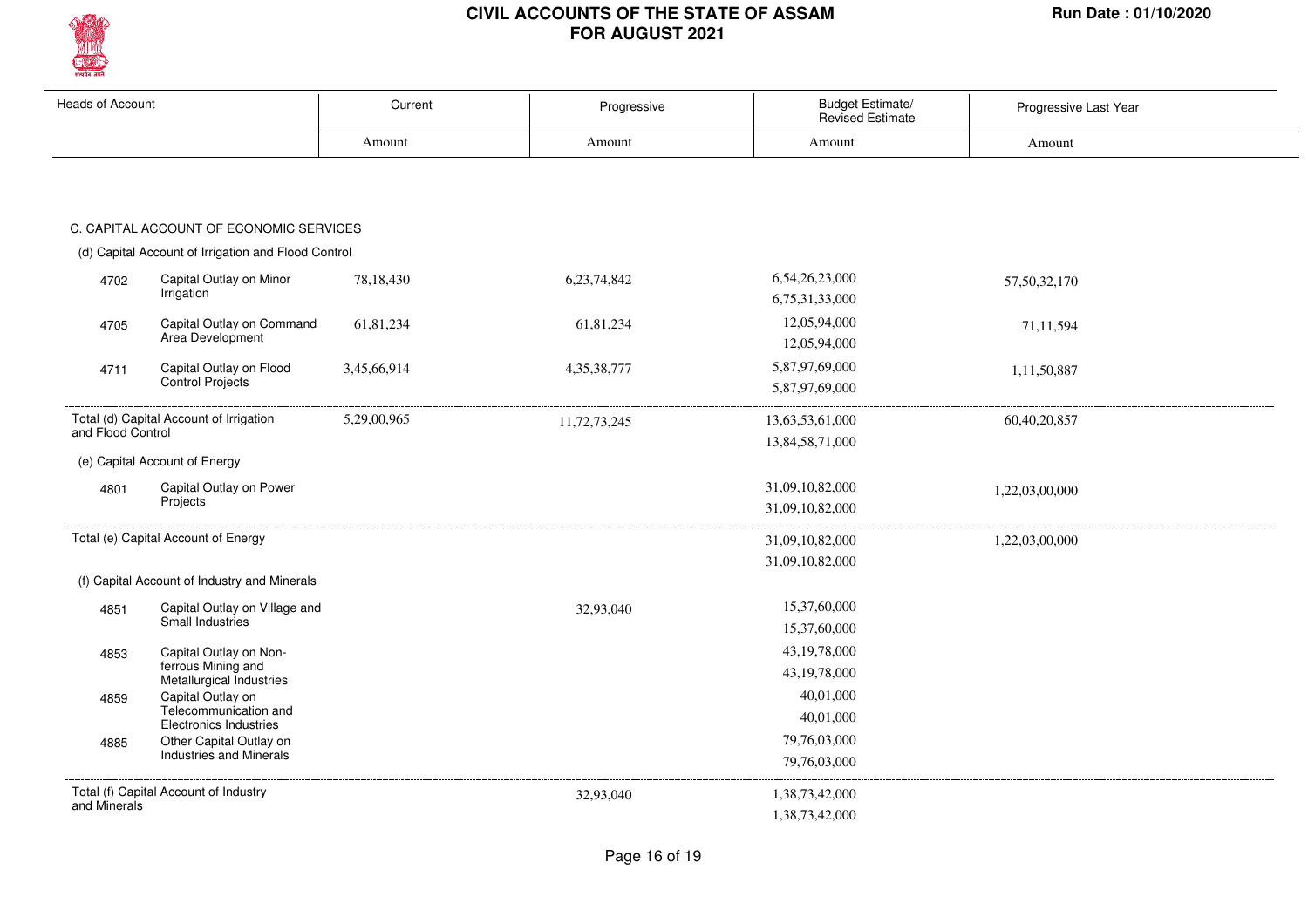# CIVIL ACCOUNTS OF THE STATE OF ASSAM
## FOR AUGUST 2021

Run Date : 01/10/2020

| Heads of Account | | Current | Progressive | Budget Estimate/ Revised Estimate | Progressive Last Year |
|---|---|---|---|---|---|
| | | Amount | Amount | Amount | Amount |
| **C. CAPITAL ACCOUNT OF ECONOMIC SERVICES** | | | | | |
| (d) Capital Account of Irrigation and Flood Control | | | | | |
| 4702 | Capital Outlay on Minor Irrigation | 78,18,430 | 6,23,74,842 | 6,54,26,23,000<br>6,75,31,33,000 | 57,50,32,170 |
| 4705 | Capital Outlay on Command Area Development | 61,81,234 | 61,81,234 | 12,05,94,000<br>12,05,94,000 | 71,11,594 |
| 4711 | Capital Outlay on Flood Control Projects | 3,45,66,914 | 4,35,38,777 | 5,87,97,69,000<br>5,87,97,69,000 | 1,11,50,887 |
| Total (d) Capital Account of Irrigation and Flood Control | | 5,29,00,965 | 11,72,73,245 | 13,63,53,61,000<br>13,84,58,71,000 | 60,40,20,857 |
| (e) Capital Account of Energy | | | | | |
| 4801 | Capital Outlay on Power Projects | | | 31,09,10,82,000<br>31,09,10,82,000 | 1,22,03,00,000 |
| Total (e) Capital Account of Energy | | | | 31,09,10,82,000<br>31,09,10,82,000 | 1,22,03,00,000 |
| (f) Capital Account of Industry and Minerals | | | | | |
| 4851 | Capital Outlay on Village and Small Industries | | 32,93,040 | 15,37,60,000<br>15,37,60,000 | |
| 4853 | Capital Outlay on Non-ferrous Mining and Metallurgical Industries | | | 43,19,78,000<br>43,19,78,000 | |
| 4859 | Capital Outlay on Telecommunication and Electronics Industries | | | 40,01,000<br>40,01,000 | |
| 4885 | Other Capital Outlay on Industries and Minerals | | | 79,76,03,000<br>79,76,03,000 | |
| Total (f) Capital Account of Industry and Minerals | | | 32,93,040 | 1,38,73,42,000<br>1,38,73,42,000 | |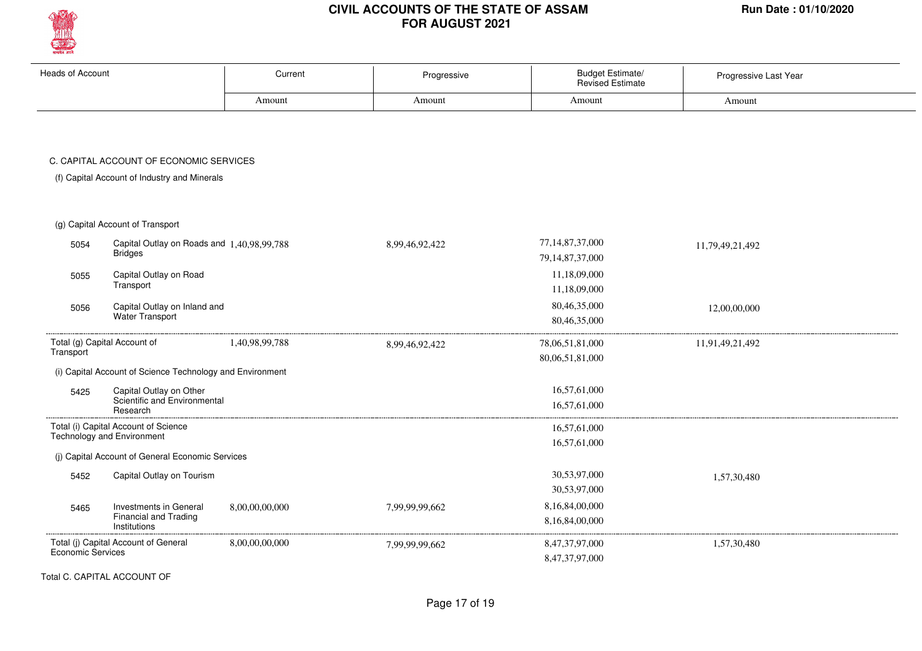# CIVIL ACCOUNTS OF THE STATE OF ASSAM FOR AUGUST 2021

Run Date : 01/10/2020

| Heads of Account | | Current | Progressive | Budget Estimate/ Revised Estimate | Progressive Last Year |
|---|---|---|---|---|---|
| | | Amount | Amount | Amount | Amount |
| **C. CAPITAL ACCOUNT OF ECONOMIC SERVICES** | | | | | |
| (f) Capital Account of Industry and Minerals | | | | | |
| (g) Capital Account of Transport | | | | | |
| 5054 | Capital Outlay on Roads and Bridges | 1,40,98,99,788 | 8,99,46,92,422 | 77,14,87,37,000<br>79,14,87,37,000 | 11,79,49,21,492 |
| 5055 | Capital Outlay on Road Transport | | | 11,18,09,000<br>11,18,09,000 | |
| 5056 | Capital Outlay on Inland and Water Transport | | | 80,46,35,000<br>80,46,35,000 | 12,00,00,000 |
| Total (g) Capital Account of Transport | | 1,40,98,99,788 | 8,99,46,92,422 | 78,06,51,81,000<br>80,06,51,81,000 | 11,91,49,21,492 |
| (i) Capital Account of Science Technology and Environment | | | | | |
| 5425 | Capital Outlay on Other Scientific and Environmental Research | | | 16,57,61,000<br>16,57,61,000 | |
| Total (i) Capital Account of Science Technology and Environment | | | | 16,57,61,000<br>16,57,61,000 | |
| (j) Capital Account of General Economic Services | | | | | |
| 5452 | Capital Outlay on Tourism | | | 30,53,97,000<br>30,53,97,000 | 1,57,30,480 |
| 5465 | Investments in General Financial and Trading Institutions | 8,00,00,00,000 | 7,99,99,99,662 | 8,16,84,00,000<br>8,16,84,00,000 | |
| Total (j) Capital Account of General Economic Services | | 8,00,00,00,000 | 7,99,99,99,662 | 8,47,37,97,000<br>8,47,37,97,000 | 1,57,30,480 |

Total C. CAPITAL ACCOUNT OF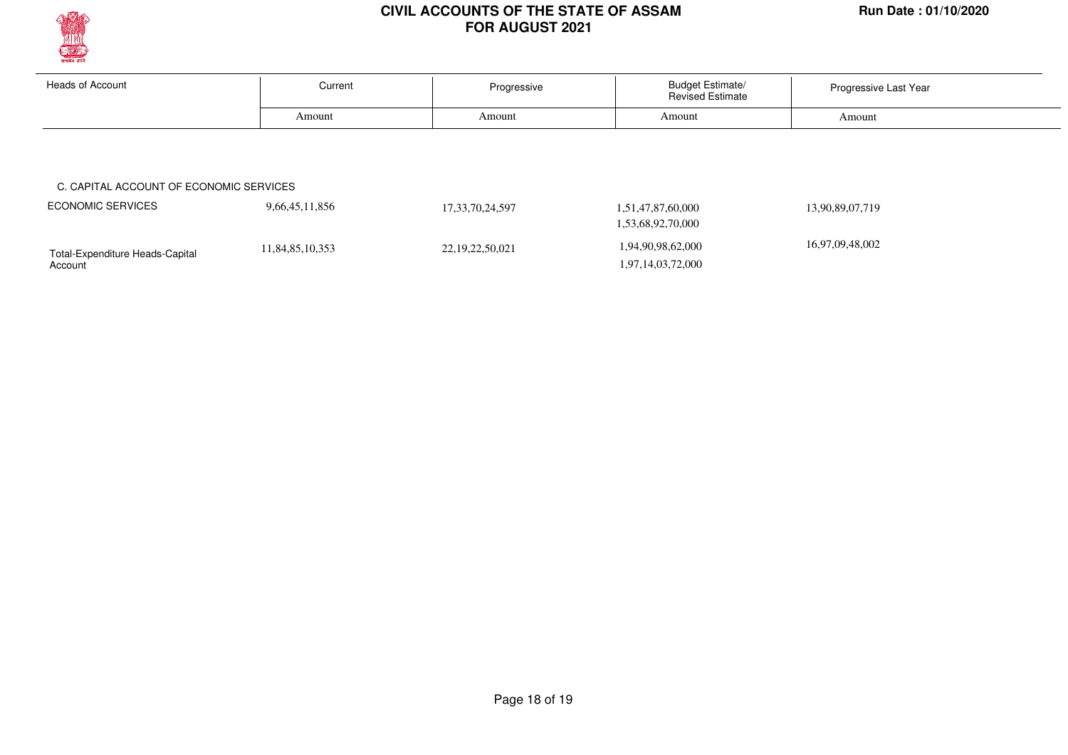# CIVIL ACCOUNTS OF THE STATE OF ASSAM FOR AUGUST 2021

Run Date : 01/10/2020

| Heads of Account | Current | Progressive | Budget Estimate/ Revised Estimate | Progressive Last Year |
|---|---|---|---|---|
| | Amount | Amount | Amount | Amount |
| C. CAPITAL ACCOUNT OF ECONOMIC SERVICES | | | | |
| ECONOMIC SERVICES | 9,66,45,11,856 | 17,33,70,24,597 | 1,51,47,87,60,000<br>1,53,68,92,70,000 | 13,90,89,07,719 |
| Total-Expenditure Heads-Capital Account | 11,84,85,10,353 | 22,19,22,50,021 | 1,94,90,98,62,000<br>1,97,14,03,72,000 | 16,97,09,48,002 |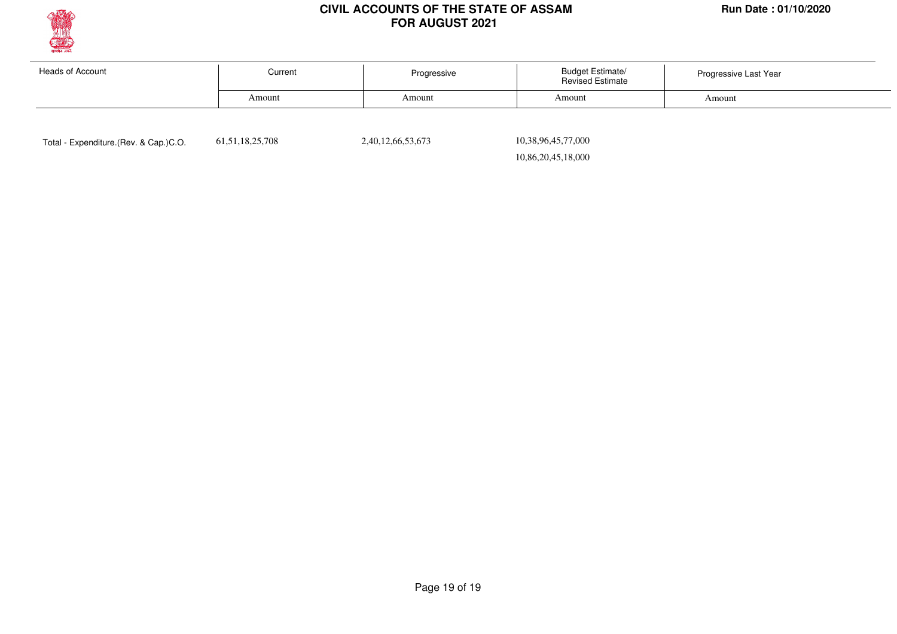# CIVIL ACCOUNTS OF THE STATE OF ASSAM FOR AUGUST 2021

Run Date : 01/10/2020

| Heads of Account | Current | Progressive | Budget Estimate/ Revised Estimate | Progressive Last Year |
|---|---|---|---|---|
| | Amount | Amount | Amount | Amount |
| Total - Expenditure.(Rev. & Cap.)C.O. | 61,51,18,25,708 | 2,40,12,66,53,673 | 10,38,96,45,77,000 | |
| | | | 10,86,20,45,18,000 | |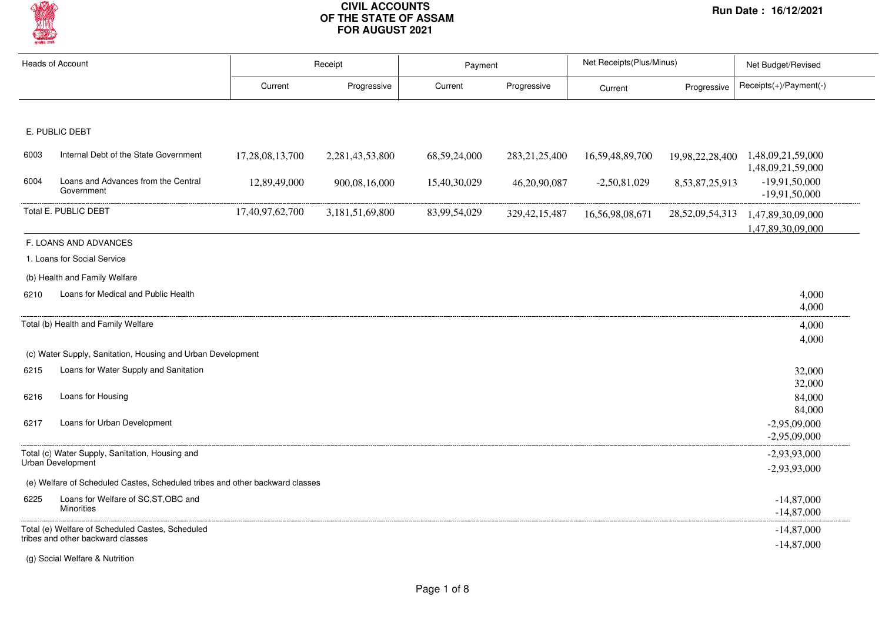# CIVIL ACCOUNTS OF THE STATE OF ASSAM FOR AUGUST 2021

Run Date : 16/12/2021

| Heads of Account | | Receipt | | Payment | | Net Receipts(Plus/Minus) | | Net Budget/Revised |
|---|---|---|---|---|---|---|---|---|
| | | Current | Progressive | Current | Progressive | Current | Progressive | Receipts(+)/Payment(-) |
| **E. PUBLIC DEBT** | | | | | | | | |
| 6003 | Internal Debt of the State Government | 17,28,08,13,700 | 2,281,43,53,800 | 68,59,24,000 | 283,21,25,400 | 16,59,48,89,700 | 19,98,22,28,400 | 1,48,09,21,59,000<br>1,48,09,21,59,000 |
| 6004 | Loans and Advances from the Central Government | 12,89,49,000 | 900,08,16,000 | 15,40,30,029 | 46,20,90,087 | -2,50,81,029 | 8,53,87,25,913 | -19,91,50,000<br>-19,91,50,000 |
| Total E. PUBLIC DEBT | | 17,40,97,62,700 | 3,181,51,69,800 | 83,99,54,029 | 329,42,15,487 | 16,56,98,08,671 | 28,52,09,54,313 | 1,47,89,30,09,000<br>1,47,89,30,09,000 |
| **F. LOANS AND ADVANCES** | | | | | | | | |
| 1. Loans for Social Service | | | | | | | | |
| (b) Health and Family Welfare | | | | | | | | |
| 6210 | Loans for Medical and Public Health | | | | | | | 4,000<br>4,000 |
| Total (b) Health and Family Welfare | | | | | | | | 4,000<br>4,000 |
| (c) Water Supply, Sanitation, Housing and Urban Development | | | | | | | | |
| 6215 | Loans for Water Supply and Sanitation | | | | | | | 32,000<br>32,000 |
| 6216 | Loans for Housing | | | | | | | 84,000<br>84,000 |
| 6217 | Loans for Urban Development | | | | | | | -2,95,09,000<br>-2,95,09,000 |
| Total (c) Water Supply, Sanitation, Housing and Urban Development | | | | | | | | -2,93,93,000<br>-2,93,93,000 |
| (e) Welfare of Scheduled Castes, Scheduled tribes and other backward classes | | | | | | | | |
| 6225 | Loans for Welfare of SC,ST,OBC and Minorities | | | | | | | -14,87,000<br>-14,87,000 |
| Total (e) Welfare of Scheduled Castes, Scheduled tribes and other backward classes | | | | | | | | -14,87,000<br>-14,87,000 |
| (g) Social Welfare & Nutrition | | | | | | | | |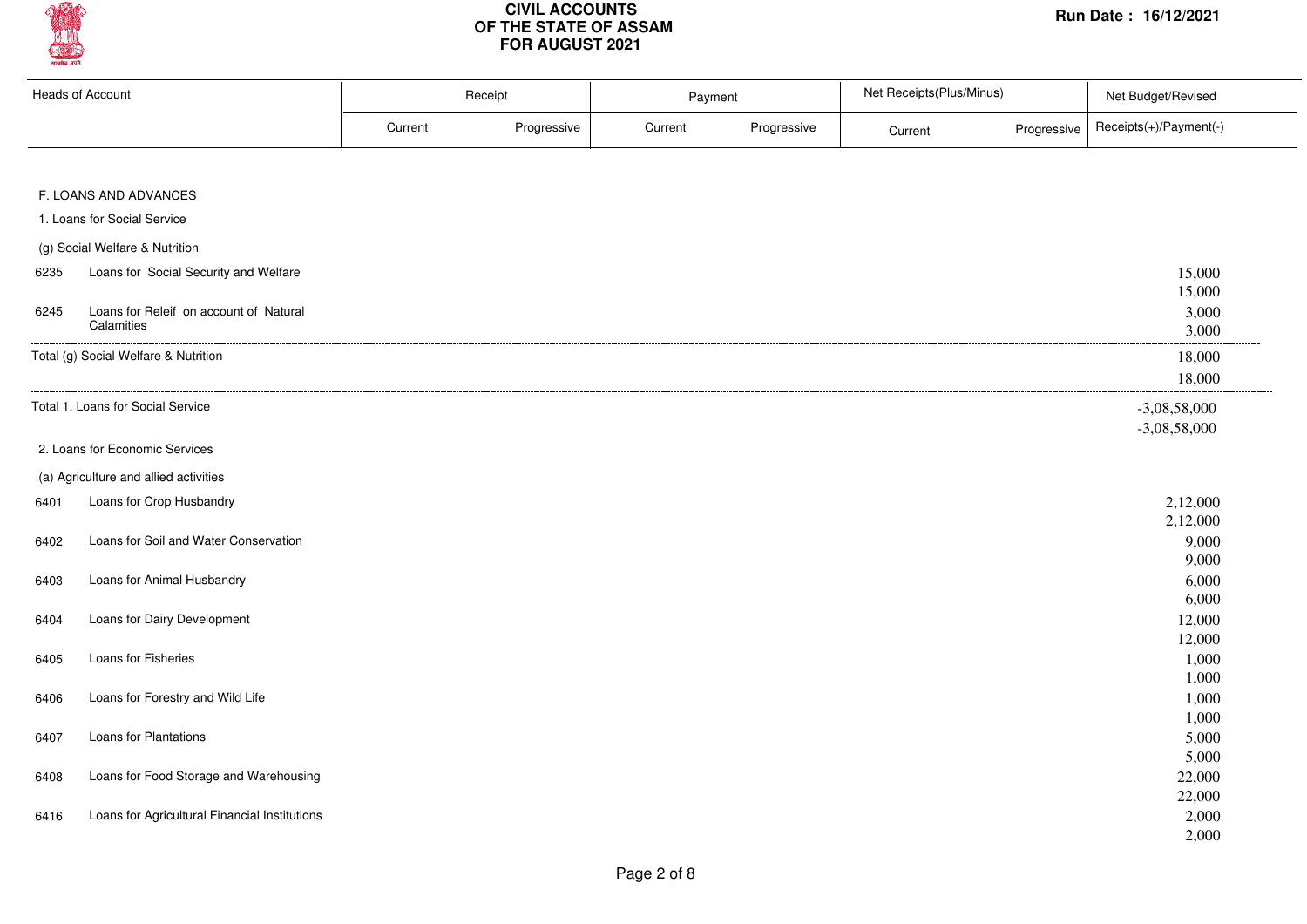# CIVIL ACCOUNTS OF THE STATE OF ASSAM FOR AUGUST 2021

Run Date : 16/12/2021

| Heads of Account | | Receipt | | Payment | | Net Receipts(Plus/Minus) | | Net Budget/Revised |
|---|---|---|---|---|---|---|---|---|
| | | Current | Progressive | Current | Progressive | Current | Progressive | Receipts(+)/Payment(-) |
| **F. LOANS AND ADVANCES** | | | | | | | | |
| 1. Loans for Social Service | | | | | | | | |
| (g) Social Welfare & Nutrition | | | | | | | | |
| 6235 | Loans for Social Security and Welfare | | | | | | | 15,000<br>15,000 |
| 6245 | Loans for Releif on account of Natural Calamities | | | | | | | 3,000<br>3,000 |
| Total (g) Social Welfare & Nutrition | | | | | | | | 18,000<br>18,000 |
| Total 1. Loans for Social Service | | | | | | | | -3,08,58,000<br>-3,08,58,000 |
| 2. Loans for Economic Services | | | | | | | | |
| (a) Agriculture and allied activities | | | | | | | | |
| 6401 | Loans for Crop Husbandry | | | | | | | 2,12,000<br>2,12,000 |
| 6402 | Loans for Soil and Water Conservation | | | | | | | 9,000<br>9,000 |
| 6403 | Loans for Animal Husbandry | | | | | | | 6,000<br>6,000 |
| 6404 | Loans for Dairy Development | | | | | | | 12,000<br>12,000 |
| 6405 | Loans for Fisheries | | | | | | | 1,000<br>1,000 |
| 6406 | Loans for Forestry and Wild Life | | | | | | | 1,000<br>1,000 |
| 6407 | Loans for Plantations | | | | | | | 5,000<br>5,000 |
| 6408 | Loans for Food Storage and Warehousing | | | | | | | 22,000<br>22,000 |
| 6416 | Loans for Agricultural Financial Institutions | | | | | | | 2,000<br>2,000 |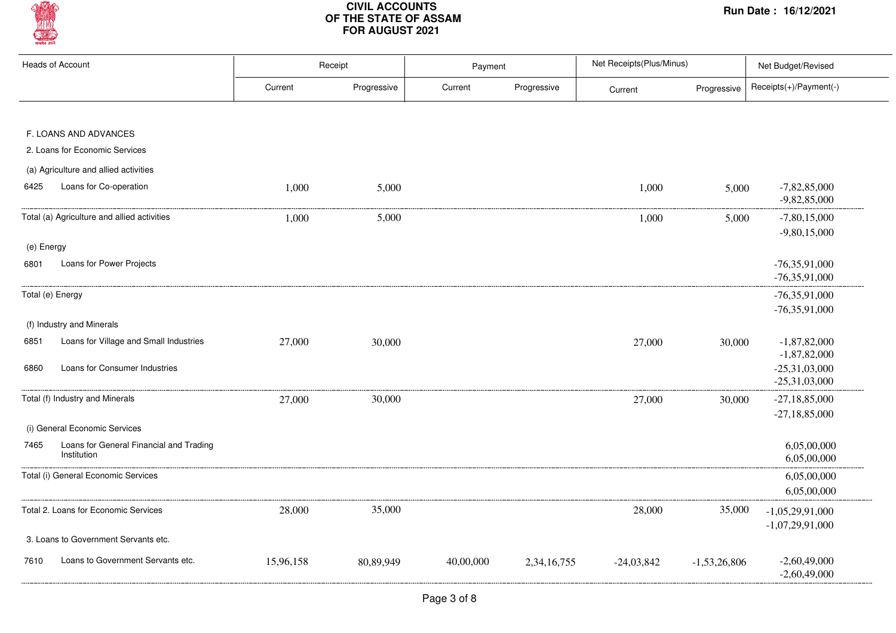# CIVIL ACCOUNTS OF THE STATE OF ASSAM FOR AUGUST 2021

Run Date : 16/12/2021

| Heads of Account | | Receipt | | Payment | | Net Receipts(Plus/Minus) | | Net Budget/Revised |
|---|---|---|---|---|---|---|---|---|
| | | Current | Progressive | Current | Progressive | Current | Progressive | Receipts(+)/Payment(-) |
| F. LOANS AND ADVANCES | | | | | | | | |
| 2. Loans for Economic Services | | | | | | | | |
| (a) Agriculture and allied activities | | | | | | | | |
| 6425 | Loans for Co-operation | 1,000 | 5,000 | | | 1,000 | 5,000 | -7,82,85,000<br>-9,82,85,000 |
| Total (a) Agriculture and allied activities | | 1,000 | 5,000 | | | 1,000 | 5,000 | -7,80,15,000<br>-9,80,15,000 |
| (e) Energy | | | | | | | | |
| 6801 | Loans for Power Projects | | | | | | | -76,35,91,000<br>-76,35,91,000 |
| Total (e) Energy | | | | | | | | -76,35,91,000<br>-76,35,91,000 |
| (f) Industry and Minerals | | | | | | | | |
| 6851 | Loans for Village and Small Industries | 27,000 | 30,000 | | | 27,000 | 30,000 | -1,87,82,000<br>-1,87,82,000 |
| 6860 | Loans for Consumer Industries | | | | | | | -25,31,03,000<br>-25,31,03,000 |
| Total (f) Industry and Minerals | | 27,000 | 30,000 | | | 27,000 | 30,000 | -27,18,85,000<br>-27,18,85,000 |
| (i) General Economic Services | | | | | | | | |
| 7465 | Loans for General Financial and Trading Institution | | | | | | | 6,05,00,000<br>6,05,00,000 |
| Total (i) General Economic Services | | | | | | | | 6,05,00,000<br>6,05,00,000 |
| Total 2. Loans for Economic Services | | 28,000 | 35,000 | | | 28,000 | 35,000 | -1,05,29,91,000<br>-1,07,29,91,000 |
| 3. Loans to Government Servants etc. | | | | | | | | |
| 7610 | Loans to Government Servants etc. | 15,96,158 | 80,89,949 | 40,00,000 | 2,34,16,755 | -24,03,842 | -1,53,26,806 | -2,60,49,000<br>-2,60,49,000 |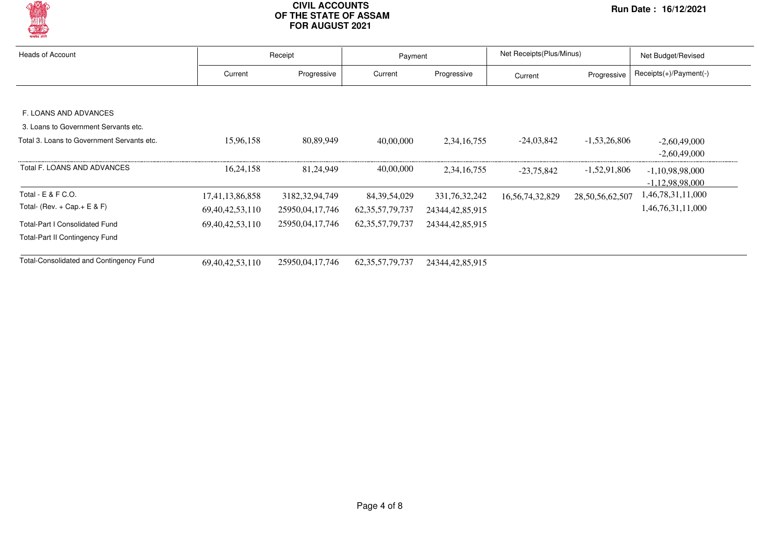# CIVIL ACCOUNTS OF THE STATE OF ASSAM FOR AUGUST 2021

Run Date : 16/12/2021

| Heads of Account | Receipt | | Payment | | Net Receipts(Plus/Minus) | | Net Budget/Revised |
|---|---|---|---|---|---|---|---|
| | Current | Progressive | Current | Progressive | Current | Progressive | Receipts(+)/Payment(-) |
| F. LOANS AND ADVANCES | | | | | | | |
| 3. Loans to Government Servants etc. | | | | | | | |
| Total 3. Loans to Government Servants etc. | 15,96,158 | 80,89,949 | 40,00,000 | 2,34,16,755 | -24,03,842 | -1,53,26,806 | -2,60,49,000<br>-2,60,49,000 |
| Total F. LOANS AND ADVANCES | 16,24,158 | 81,24,949 | 40,00,000 | 2,34,16,755 | -23,75,842 | -1,52,91,806 | -1,10,98,98,000<br>-1,12,98,98,000 |
| Total - E & F C.O. | 17,41,13,86,858 | 3182,32,94,749 | 84,39,54,029 | 331,76,32,242 | 16,56,74,32,829 | 28,50,56,62,507 | 1,46,78,31,11,000 |
| Total- (Rev. + Cap.+ E & F) | 69,40,42,53,110 | 25950,04,17,746 | 62,35,57,79,737 | 24344,42,85,915 | | | 1,46,76,31,11,000 |
| Total-Part I Consolidated Fund | 69,40,42,53,110 | 25950,04,17,746 | 62,35,57,79,737 | 24344,42,85,915 | | | |
| Total-Part II Contingency Fund | | | | | | | |
| Total-Consolidated and Contingency Fund | 69,40,42,53,110 | 25950,04,17,746 | 62,35,57,79,737 | 24344,42,85,915 | | | |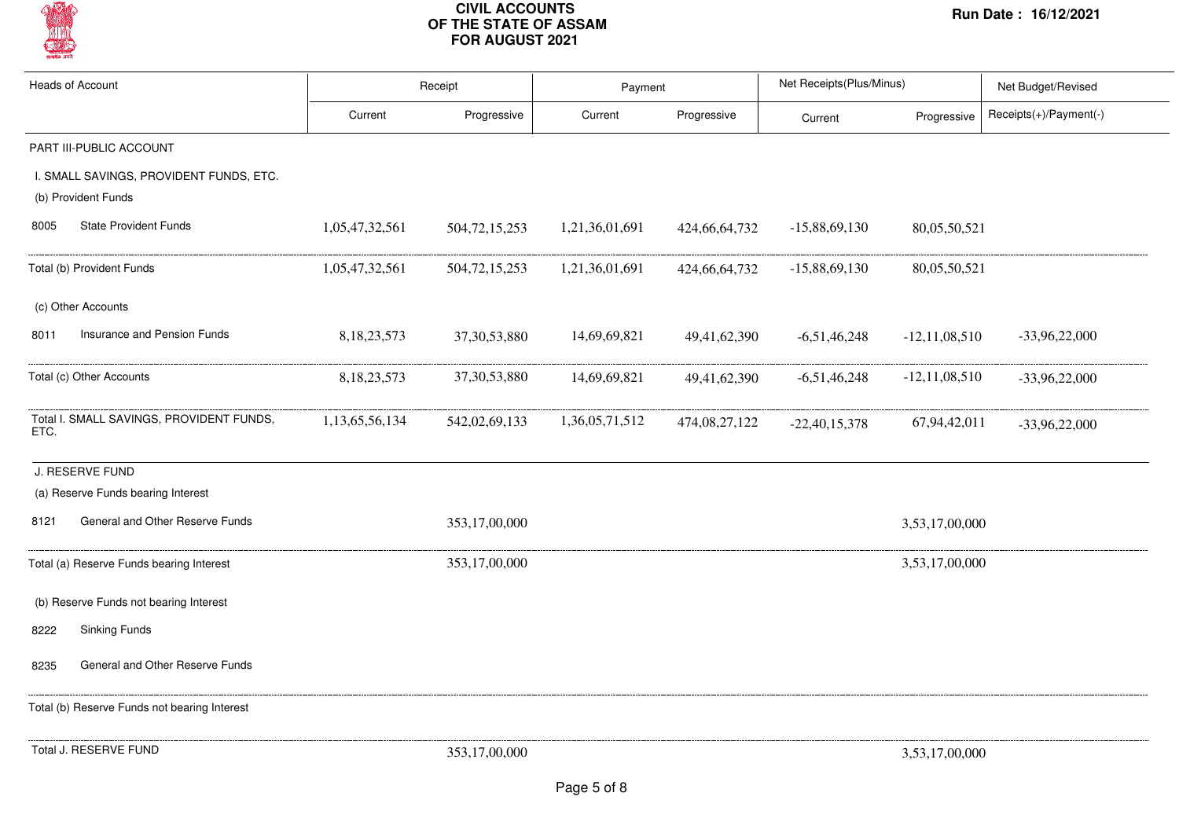# CIVIL ACCOUNTS OF THE STATE OF ASSAM FOR AUGUST 2021

Run Date : 16/12/2021

| Heads of Account | Receipt | | Payment | | Net Receipts(Plus/Minus) | | Net Budget/Revised |
|---|---|---|---|---|---|---|---|
| | Current | Progressive | Current | Progressive | Current | Progressive | Receipts(+)/Payment(-) |
| PART III-PUBLIC ACCOUNT | | | | | | | |
| I. SMALL SAVINGS, PROVIDENT FUNDS, ETC. | | | | | | | |
| (b) Provident Funds | | | | | | | |
| 8005 State Provident Funds | 1,05,47,32,561 | 504,72,15,253 | 1,21,36,01,691 | 424,66,64,732 | -15,88,69,130 | 80,05,50,521 | |
| Total (b) Provident Funds | 1,05,47,32,561 | 504,72,15,253 | 1,21,36,01,691 | 424,66,64,732 | -15,88,69,130 | 80,05,50,521 | |
| (c) Other Accounts | | | | | | | |
| 8011 Insurance and Pension Funds | 8,18,23,573 | 37,30,53,880 | 14,69,69,821 | 49,41,62,390 | -6,51,46,248 | -12,11,08,510 | -33,96,22,000 |
| Total (c) Other Accounts | 8,18,23,573 | 37,30,53,880 | 14,69,69,821 | 49,41,62,390 | -6,51,46,248 | -12,11,08,510 | -33,96,22,000 |
| Total I. SMALL SAVINGS, PROVIDENT FUNDS, ETC. | 1,13,65,56,134 | 542,02,69,133 | 1,36,05,71,512 | 474,08,27,122 | -22,40,15,378 | 67,94,42,011 | -33,96,22,000 |
| J. RESERVE FUND | | | | | | | |
| (a) Reserve Funds bearing Interest | | | | | | | |
| 8121 General and Other Reserve Funds | | 353,17,00,000 | | | | 3,53,17,00,000 | |
| Total (a) Reserve Funds bearing Interest | | 353,17,00,000 | | | | 3,53,17,00,000 | |
| (b) Reserve Funds not bearing Interest | | | | | | | |
| 8222 Sinking Funds | | | | | | | |
| 8235 General and Other Reserve Funds | | | | | | | |
| Total (b) Reserve Funds not bearing Interest | | | | | | | |
| Total J. RESERVE FUND | | 353,17,00,000 | | | | 3,53,17,00,000 | |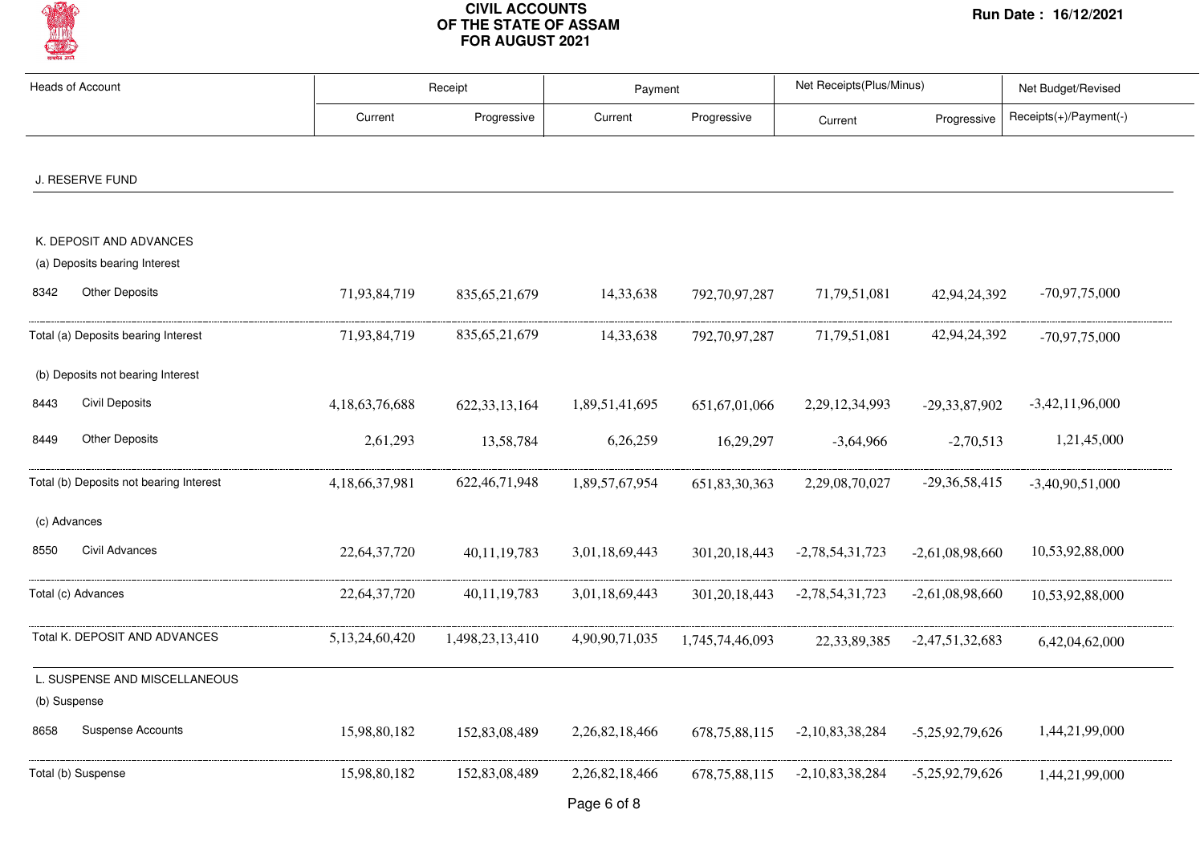# CIVIL ACCOUNTS OF THE STATE OF ASSAM FOR AUGUST 2021

Run Date : 16/12/2021

| Heads of Account | | Receipt | | Payment | | Net Receipts(Plus/Minus) | | Net Budget/Revised |
|---|---|---|---|---|---|---|---|---|
| | | Current | Progressive | Current | Progressive | Current | Progressive | Receipts(+)/Payment(-) |
| J. RESERVE FUND | | | | | | | | |
| K. DEPOSIT AND ADVANCES | | | | | | | | |
| (a) Deposits bearing Interest | | | | | | | | |
| 8342 | Other Deposits | 71,93,84,719 | 835,65,21,679 | 14,33,638 | 792,70,97,287 | 71,79,51,081 | 42,94,24,392 | -70,97,75,000 |
| Total (a) Deposits bearing Interest | | 71,93,84,719 | 835,65,21,679 | 14,33,638 | 792,70,97,287 | 71,79,51,081 | 42,94,24,392 | -70,97,75,000 |
| (b) Deposits not bearing Interest | | | | | | | | |
| 8443 | Civil Deposits | 4,18,63,76,688 | 622,33,13,164 | 1,89,51,41,695 | 651,67,01,066 | 2,29,12,34,993 | -29,33,87,902 | -3,42,11,96,000 |
| 8449 | Other Deposits | 2,61,293 | 13,58,784 | 6,26,259 | 16,29,297 | -3,64,966 | -2,70,513 | 1,21,45,000 |
| Total (b) Deposits not bearing Interest | | 4,18,66,37,981 | 622,46,71,948 | 1,89,57,67,954 | 651,83,30,363 | 2,29,08,70,027 | -29,36,58,415 | -3,40,90,51,000 |
| (c) Advances | | | | | | | | |
| 8550 | Civil Advances | 22,64,37,720 | 40,11,19,783 | 3,01,18,69,443 | 301,20,18,443 | -2,78,54,31,723 | -2,61,08,98,660 | 10,53,92,88,000 |
| Total (c) Advances | | 22,64,37,720 | 40,11,19,783 | 3,01,18,69,443 | 301,20,18,443 | -2,78,54,31,723 | -2,61,08,98,660 | 10,53,92,88,000 |
| Total K. DEPOSIT AND ADVANCES | | 5,13,24,60,420 | 1,498,23,13,410 | 4,90,90,71,035 | 1,745,74,46,093 | 22,33,89,385 | -2,47,51,32,683 | 6,42,04,62,000 |
| L. SUSPENSE AND MISCELLANEOUS | | | | | | | | |
| (b) Suspense | | | | | | | | |
| 8658 | Suspense Accounts | 15,98,80,182 | 152,83,08,489 | 2,26,82,18,466 | 678,75,88,115 | -2,10,83,38,284 | -5,25,92,79,626 | 1,44,21,99,000 |
| Total (b) Suspense | | 15,98,80,182 | 152,83,08,489 | 2,26,82,18,466 | 678,75,88,115 | -2,10,83,38,284 | -5,25,92,79,626 | 1,44,21,99,000 |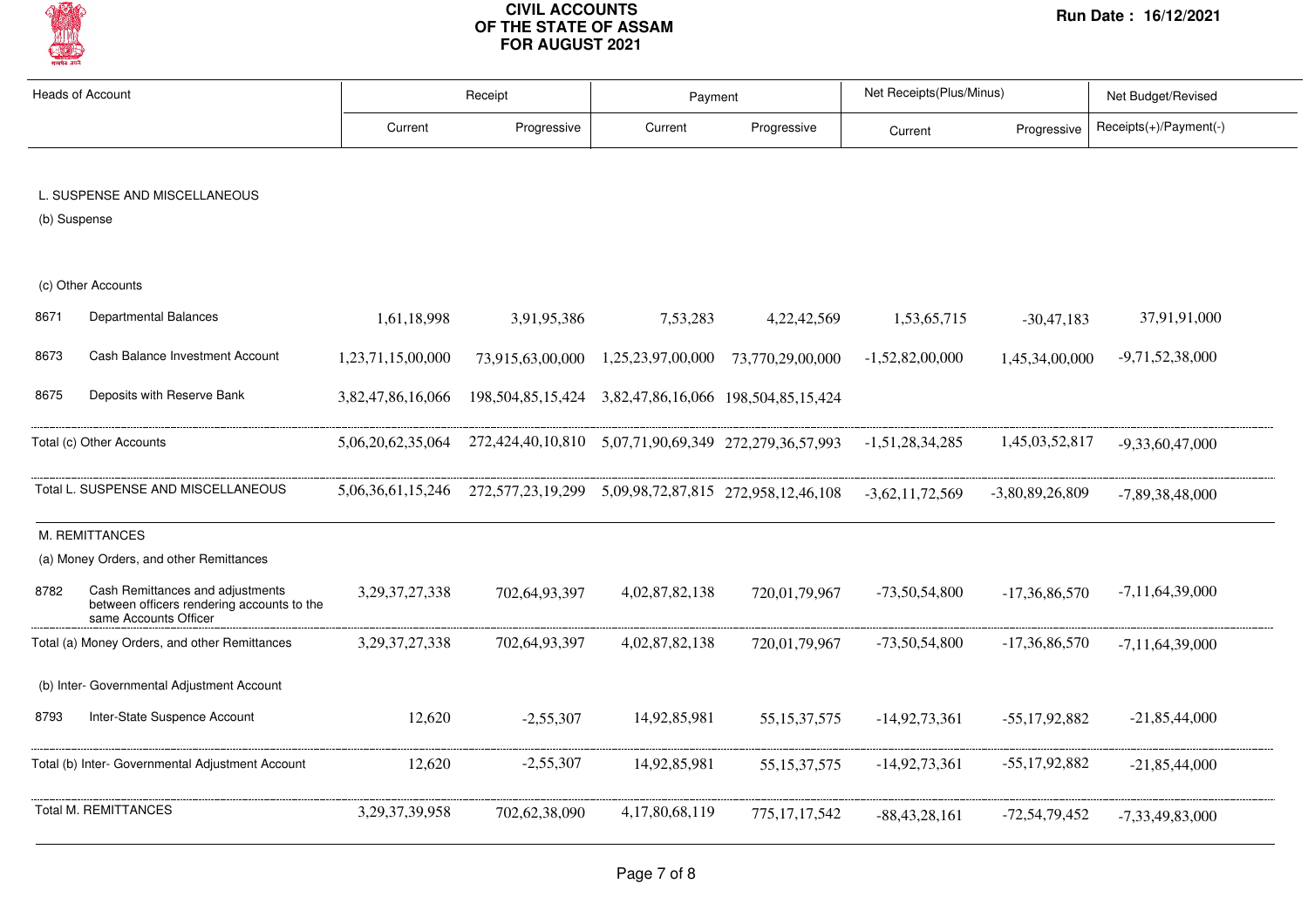# CIVIL ACCOUNTS OF THE STATE OF ASSAM FOR AUGUST 2021

Run Date : 16/12/2021

| Heads of Account | | Receipt | | Payment | | Net Receipts(Plus/Minus) | | Net Budget/Revised |
|---|---|---|---|---|---|---|---|---|
| | | Current | Progressive | Current | Progressive | Current | Progressive | Receipts(+)/Payment(-) |
| **L. SUSPENSE AND MISCELLANEOUS** | | | | | | | | |
| (b) Suspense | | | | | | | | |
| (c) Other Accounts | | | | | | | | |
| 8671 | Departmental Balances | 1,61,18,998 | 3,91,95,386 | 7,53,283 | 4,22,42,569 | 1,53,65,715 | -30,47,183 | 37,91,91,000 |
| 8673 | Cash Balance Investment Account | 1,23,71,15,00,000 | 73,915,63,00,000 | 1,25,23,97,00,000 | 73,770,29,00,000 | -1,52,82,00,000 | 1,45,34,00,000 | -9,71,52,38,000 |
| 8675 | Deposits with Reserve Bank | 3,82,47,86,16,066 | 198,504,85,15,424 | 3,82,47,86,16,066 | 198,504,85,15,424 | | | |
| Total (c) Other Accounts | | 5,06,20,62,35,064 | 272,424,40,10,810 | 5,07,71,90,69,349 | 272,279,36,57,993 | -1,51,28,34,285 | 1,45,03,52,817 | -9,33,60,47,000 |
| Total L. SUSPENSE AND MISCELLANEOUS | | 5,06,36,61,15,246 | 272,577,23,19,299 | 5,09,98,72,87,815 | 272,958,12,46,108 | -3,62,11,72,569 | -3,80,89,26,809 | -7,89,38,48,000 |
| **M. REMITTANCES** | | | | | | | | |
| (a) Money Orders, and other Remittances | | | | | | | | |
| 8782 | Cash Remittances and adjustments between officers rendering accounts to the same Accounts Officer | 3,29,37,27,338 | 702,64,93,397 | 4,02,87,82,138 | 720,01,79,967 | -73,50,54,800 | -17,36,86,570 | -7,11,64,39,000 |
| Total (a) Money Orders, and other Remittances | | 3,29,37,27,338 | 702,64,93,397 | 4,02,87,82,138 | 720,01,79,967 | -73,50,54,800 | -17,36,86,570 | -7,11,64,39,000 |
| (b) Inter- Governmental Adjustment Account | | | | | | | | |
| 8793 | Inter-State Suspence Account | 12,620 | -2,55,307 | 14,92,85,981 | 55,15,37,575 | -14,92,73,361 | -55,17,92,882 | -21,85,44,000 |
| Total (b) Inter- Governmental Adjustment Account | | 12,620 | -2,55,307 | 14,92,85,981 | 55,15,37,575 | -14,92,73,361 | -55,17,92,882 | -21,85,44,000 |
| Total M. REMITTANCES | | 3,29,37,39,958 | 702,62,38,090 | 4,17,80,68,119 | 775,17,17,542 | -88,43,28,161 | -72,54,79,452 | -7,33,49,83,000 |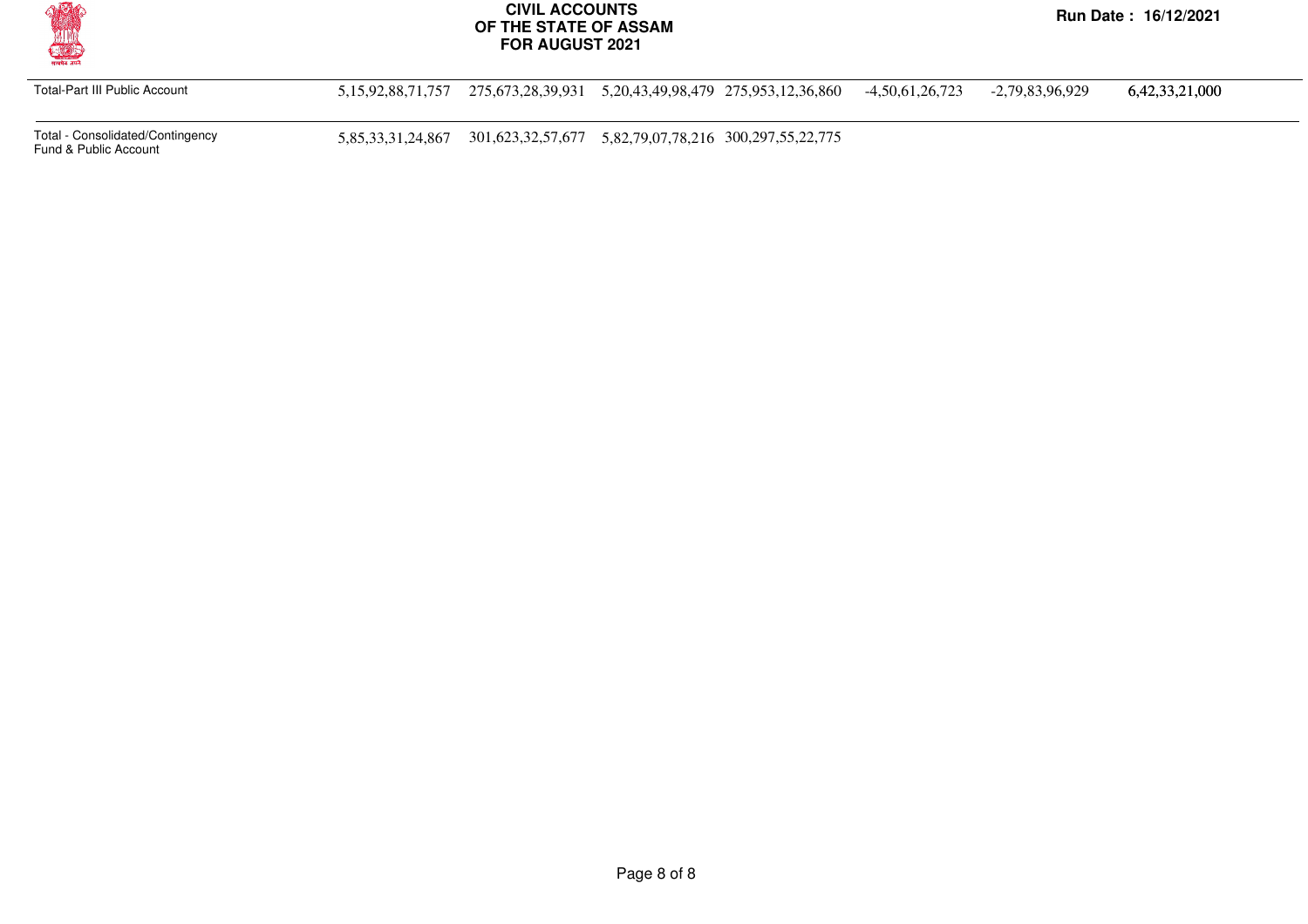# CIVIL ACCOUNTS
# OF THE STATE OF ASSAM
# FOR AUGUST 2021

**Run Date : 16/12/2021**

| | | | | | | | |
|---|---|---|---|---|---|---|---|
| Total-Part III Public Account | 5,15,92,88,71,757 | 275,673,28,39,931 | 5,20,43,49,98,479 | 275,953,12,36,860 | -4,50,61,26,723 | -2,79,83,96,929 | 6,42,33,21,000 |
| Total - Consolidated/Contingency Fund & Public Account | 5,85,33,31,24,867 | 301,623,32,57,677 | 5,82,79,07,78,216 | 300,297,55,22,775 | | | |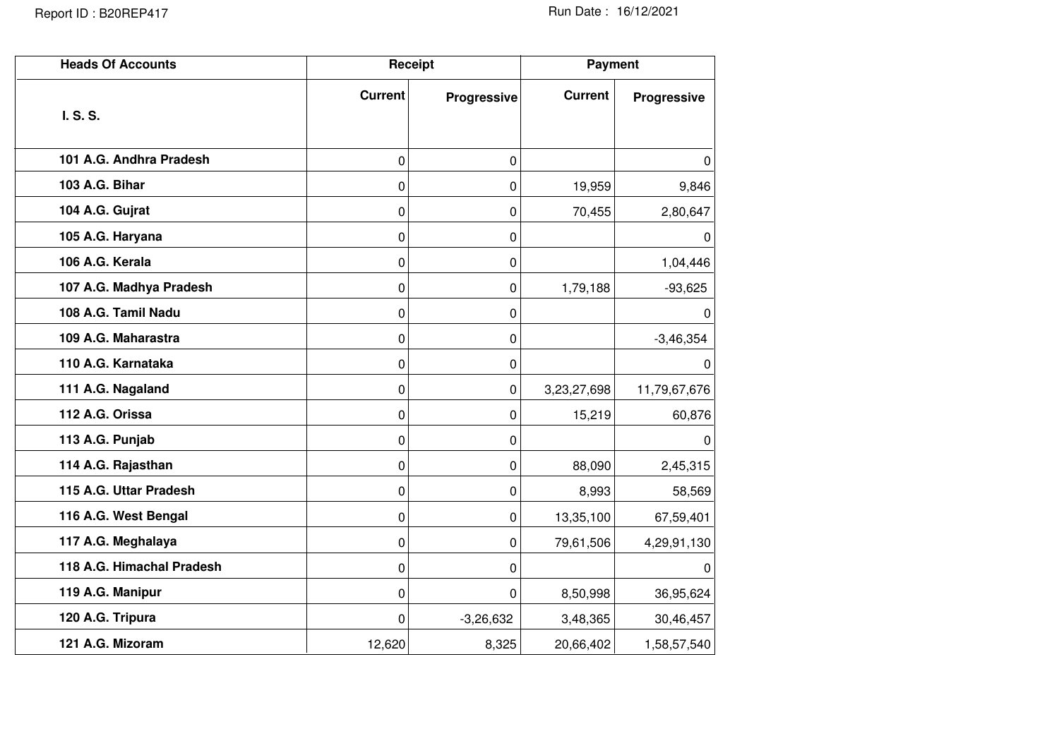| Heads Of Accounts | Receipt | | Payment | |
|---|---|---|---|---|
| **I. S. S.** | **Current** | **Progressive** | **Current** | **Progressive** |
| **101 A.G. Andhra Pradesh** | 0 | 0 | | 0 |
| **103 A.G. Bihar** | 0 | 0 | 19,959 | 9,846 |
| **104 A.G. Gujrat** | 0 | 0 | 70,455 | 2,80,647 |
| **105 A.G. Haryana** | 0 | 0 | | 0 |
| **106 A.G. Kerala** | 0 | 0 | | 1,04,446 |
| **107 A.G. Madhya Pradesh** | 0 | 0 | 1,79,188 | -93,625 |
| **108 A.G. Tamil Nadu** | 0 | 0 | | 0 |
| **109 A.G. Maharastra** | 0 | 0 | | -3,46,354 |
| **110 A.G. Karnataka** | 0 | 0 | | 0 |
| **111 A.G. Nagaland** | 0 | 0 | 3,23,27,698 | 11,79,67,676 |
| **112 A.G. Orissa** | 0 | 0 | 15,219 | 60,876 |
| **113 A.G. Punjab** | 0 | 0 | | 0 |
| **114 A.G. Rajasthan** | 0 | 0 | 88,090 | 2,45,315 |
| **115 A.G. Uttar Pradesh** | 0 | 0 | 8,993 | 58,569 |
| **116 A.G. West Bengal** | 0 | 0 | 13,35,100 | 67,59,401 |
| **117 A.G. Meghalaya** | 0 | 0 | 79,61,506 | 4,29,91,130 |
| **118 A.G. Himachal Pradesh** | 0 | 0 | | 0 |
| **119 A.G. Manipur** | 0 | 0 | 8,50,998 | 36,95,624 |
| **120 A.G. Tripura** | 0 | -3,26,632 | 3,48,365 | 30,46,457 |
| **121 A.G. Mizoram** | 12,620 | 8,325 | 20,66,402 | 1,58,57,540 |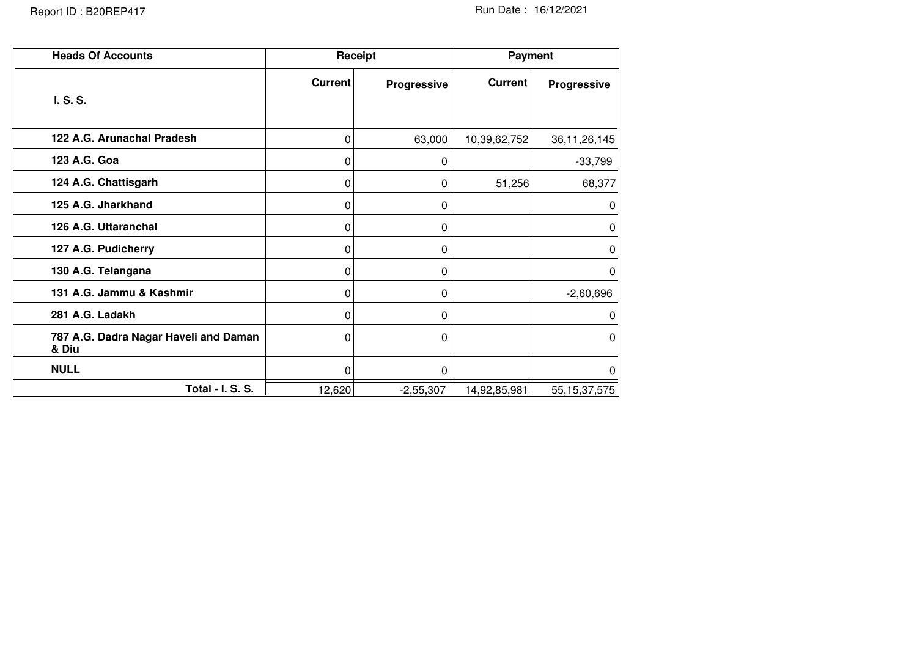| Heads Of Accounts | Receipt | | Payment | |
|---|---|---|---|---|
| **I. S. S.** | **Current** | **Progressive** | **Current** | **Progressive** |
| **122 A.G. Arunachal Pradesh** | 0 | 63,000 | 10,39,62,752 | 36,11,26,145 |
| **123 A.G. Goa** | 0 | 0 | | -33,799 |
| **124 A.G. Chattisgarh** | 0 | 0 | 51,256 | 68,377 |
| **125 A.G. Jharkhand** | 0 | 0 | | 0 |
| **126 A.G. Uttaranchal** | 0 | 0 | | 0 |
| **127 A.G. Pudicherry** | 0 | 0 | | 0 |
| **130 A.G. Telangana** | 0 | 0 | | 0 |
| **131 A.G. Jammu & Kashmir** | 0 | 0 | | -2,60,696 |
| **281 A.G. Ladakh** | 0 | 0 | | 0 |
| **787 A.G. Dadra Nagar Haveli and Daman & Diu** | 0 | 0 | | 0 |
| **NULL** | 0 | 0 | | 0 |
| **Total - I. S. S.** | 12,620 | -2,55,307 | 14,92,85,981 | 55,15,37,575 |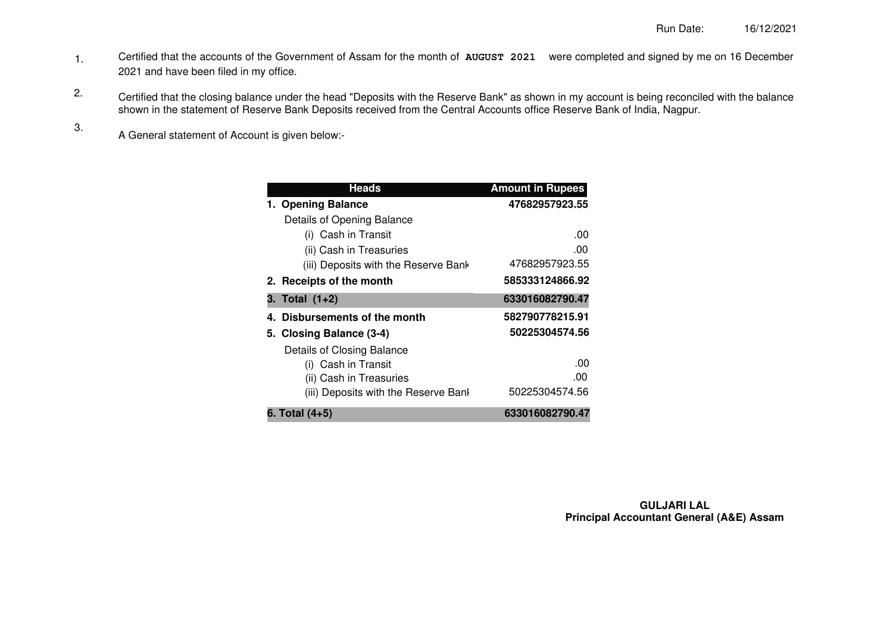Run Date: 16/12/2021

1. Certified that the accounts of the Government of Assam for the month of **AUGUST 2021** were completed and signed by me on 16 December 2021 and have been filed in my office.

2. Certified that the closing balance under the head "Deposits with the Reserve Bank" as shown in my account is being reconciled with the balance shown in the statement of Reserve Bank Deposits received from the Central Accounts office Reserve Bank of India, Nagpur.

3. A General statement of Account is given below:-

| Heads | Amount in Rupees |
|---|---|
| **1. Opening Balance** | **47682957923.55** |
| Details of Opening Balance | |
| (i) Cash in Transit | .00 |
| (ii) Cash in Treasuries | .00 |
| (iii) Deposits with the Reserve Bank | 47682957923.55 |
| **2. Receipts of the month** | **585333124866.92** |
| **3. Total (1+2)** | **633016082790.47** |
| **4. Disbursements of the month** | **582790778215.91** |
| **5. Closing Balance (3-4)** | **50225304574.56** |
| Details of Closing Balance | |
| (i) Cash in Transit | .00 |
| (ii) Cash in Treasuries | .00 |
| (iii) Deposits with the Reserve Bank | 50225304574.56 |
| **6. Total (4+5)** | **633016082790.47** |

**GULJARI LAL**
**Principal Accountant General (A&E) Assam**